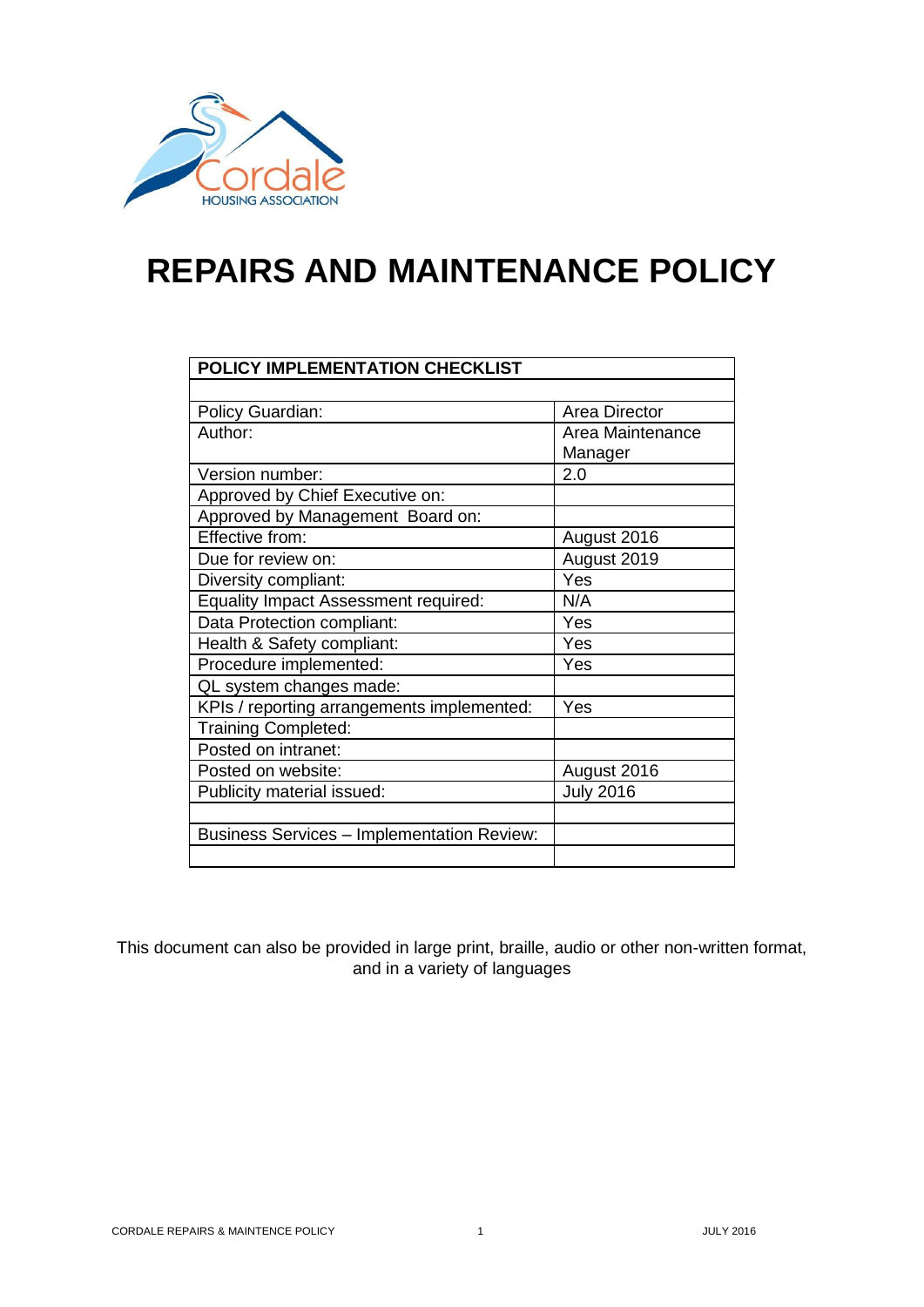# REPAIRS AND MAINTENANCE POLICY

| POLICY IMPLEMENTATION CHECKLIST | |
|---|---|
| | |
| Policy Guardian: | Area Director |
| Author: | Area Maintenance Manager |
| Version number: | 2.0 |
| Approved by Chief Executive on: | |
| Approved by Management Board on: | |
| Effective from: | August 2016 |
| Due for review on: | August 2019 |
| Diversity compliant: | Yes |
| Equality Impact Assessment required: | N/A |
| Data Protection compliant: | Yes |
| Health & Safety compliant: | Yes |
| Procedure implemented: | Yes |
| QL system changes made: | |
| KPIs / reporting arrangements implemented: | Yes |
| Training Completed: | |
| Posted on intranet: | |
| Posted on website: | August 2016 |
| Publicity material issued: | July 2016 |
| | |
| Business Services – Implementation Review: | |
| | |

This document can also be provided in large print, braille, audio or other non-written format, and in a variety of languages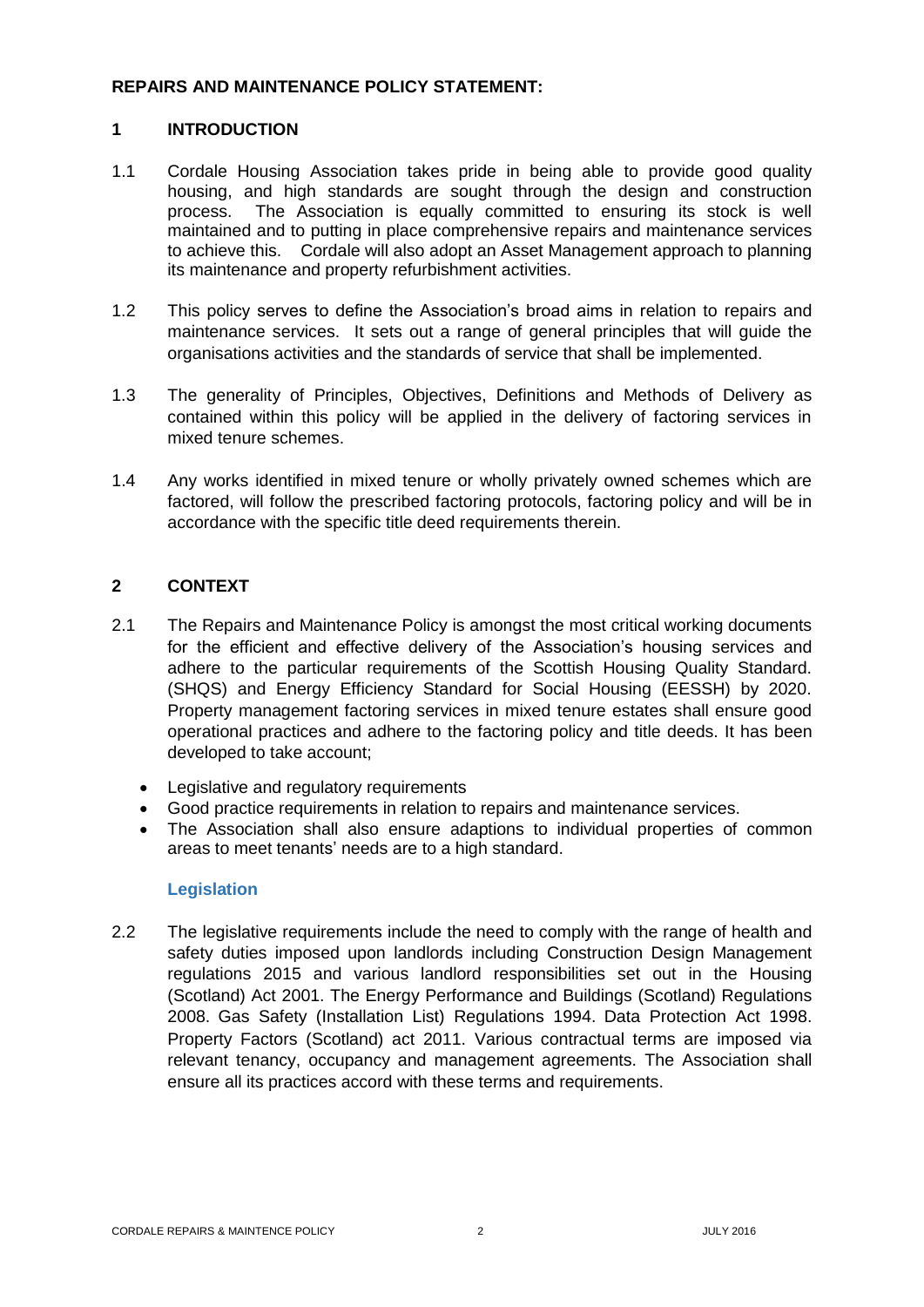**REPAIRS AND MAINTENANCE POLICY STATEMENT:**

## 1 INTRODUCTION

1.1 Cordale Housing Association takes pride in being able to provide good quality housing, and high standards are sought through the design and construction process. The Association is equally committed to ensuring its stock is well maintained and to putting in place comprehensive repairs and maintenance services to achieve this. Cordale will also adopt an Asset Management approach to planning its maintenance and property refurbishment activities.

1.2 This policy serves to define the Association's broad aims in relation to repairs and maintenance services. It sets out a range of general principles that will guide the organisations activities and the standards of service that shall be implemented.

1.3 The generality of Principles, Objectives, Definitions and Methods of Delivery as contained within this policy will be applied in the delivery of factoring services in mixed tenure schemes.

1.4 Any works identified in mixed tenure or wholly privately owned schemes which are factored, will follow the prescribed factoring protocols, factoring policy and will be in accordance with the specific title deed requirements therein.

## 2 CONTEXT

2.1 The Repairs and Maintenance Policy is amongst the most critical working documents for the efficient and effective delivery of the Association's housing services and adhere to the particular requirements of the Scottish Housing Quality Standard. (SHQS) and Energy Efficiency Standard for Social Housing (EESSH) by 2020. Property management factoring services in mixed tenure estates shall ensure good operational practices and adhere to the factoring policy and title deeds. It has been developed to take account;

- Legislative and regulatory requirements
- Good practice requirements in relation to repairs and maintenance services.
- The Association shall also ensure adaptions to individual properties of common areas to meet tenants' needs are to a high standard.

### Legislation

2.2 The legislative requirements include the need to comply with the range of health and safety duties imposed upon landlords including Construction Design Management regulations 2015 and various landlord responsibilities set out in the Housing (Scotland) Act 2001. The Energy Performance and Buildings (Scotland) Regulations 2008. Gas Safety (Installation List) Regulations 1994. Data Protection Act 1998. Property Factors (Scotland) act 2011. Various contractual terms are imposed via relevant tenancy, occupancy and management agreements. The Association shall ensure all its practices accord with these terms and requirements.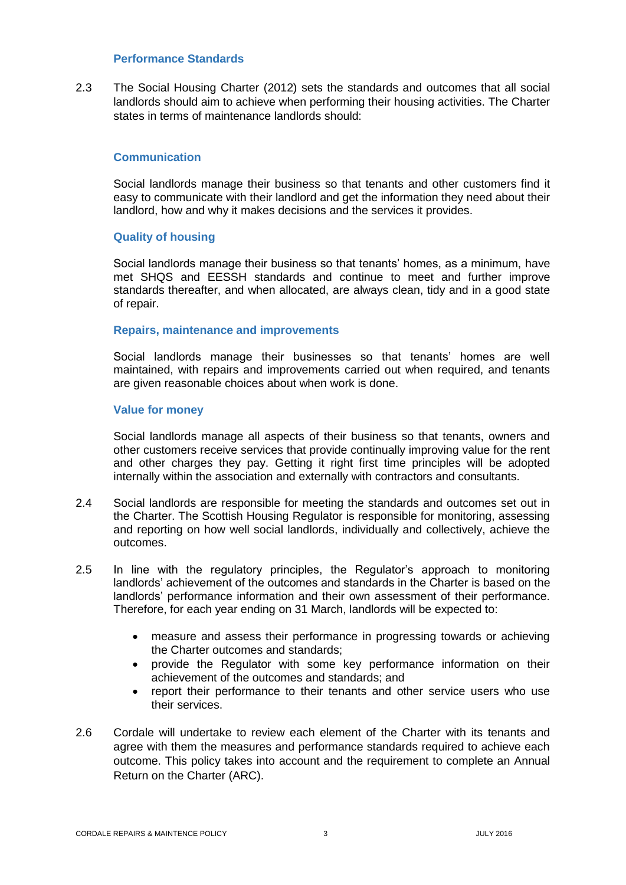### Performance Standards

2.3 The Social Housing Charter (2012) sets the standards and outcomes that all social landlords should aim to achieve when performing their housing activities. The Charter states in terms of maintenance landlords should:

#### Communication

Social landlords manage their business so that tenants and other customers find it easy to communicate with their landlord and get the information they need about their landlord, how and why it makes decisions and the services it provides.

#### Quality of housing

Social landlords manage their business so that tenants' homes, as a minimum, have met SHQS and EESSH standards and continue to meet and further improve standards thereafter, and when allocated, are always clean, tidy and in a good state of repair.

#### Repairs, maintenance and improvements

Social landlords manage their businesses so that tenants' homes are well maintained, with repairs and improvements carried out when required, and tenants are given reasonable choices about when work is done.

#### Value for money

Social landlords manage all aspects of their business so that tenants, owners and other customers receive services that provide continually improving value for the rent and other charges they pay. Getting it right first time principles will be adopted internally within the association and externally with contractors and consultants.

2.4 Social landlords are responsible for meeting the standards and outcomes set out in the Charter. The Scottish Housing Regulator is responsible for monitoring, assessing and reporting on how well social landlords, individually and collectively, achieve the outcomes.

2.5 In line with the regulatory principles, the Regulator's approach to monitoring landlords' achievement of the outcomes and standards in the Charter is based on the landlords' performance information and their own assessment of their performance. Therefore, for each year ending on 31 March, landlords will be expected to:

- measure and assess their performance in progressing towards or achieving the Charter outcomes and standards;
- provide the Regulator with some key performance information on their achievement of the outcomes and standards; and
- report their performance to their tenants and other service users who use their services.

2.6 Cordale will undertake to review each element of the Charter with its tenants and agree with them the measures and performance standards required to achieve each outcome. This policy takes into account and the requirement to complete an Annual Return on the Charter (ARC).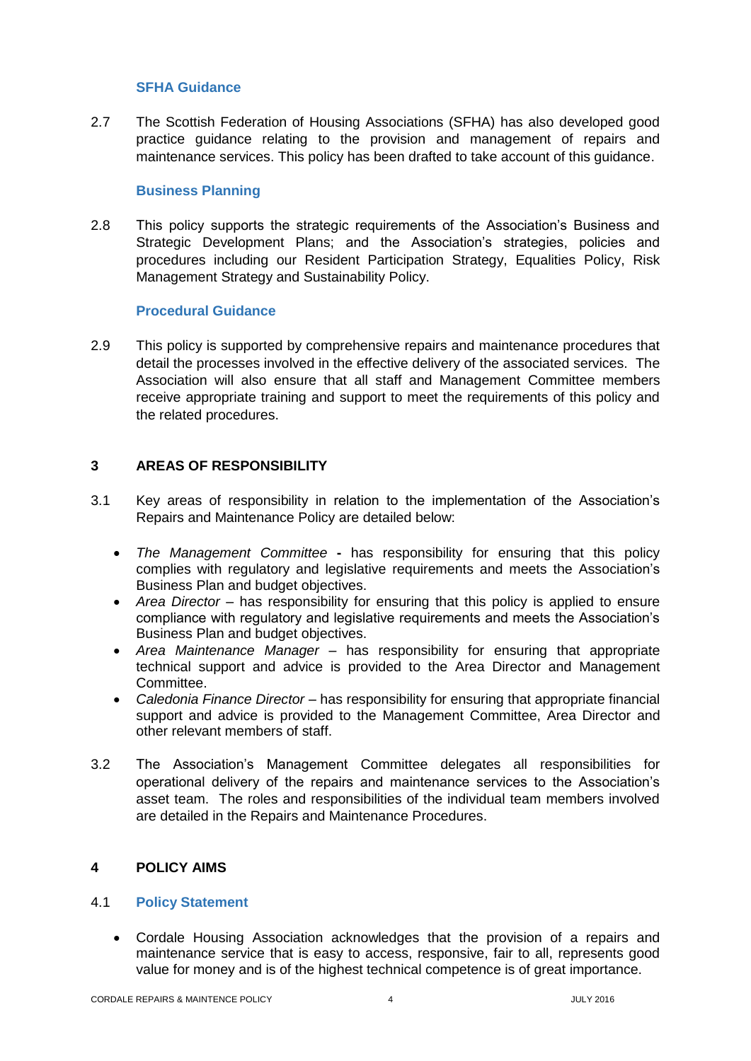### SFHA Guidance

2.7 The Scottish Federation of Housing Associations (SFHA) has also developed good practice guidance relating to the provision and management of repairs and maintenance services. This policy has been drafted to take account of this guidance.

### Business Planning

2.8 This policy supports the strategic requirements of the Association's Business and Strategic Development Plans; and the Association's strategies, policies and procedures including our Resident Participation Strategy, Equalities Policy, Risk Management Strategy and Sustainability Policy.

### Procedural Guidance

2.9 This policy is supported by comprehensive repairs and maintenance procedures that detail the processes involved in the effective delivery of the associated services. The Association will also ensure that all staff and Management Committee members receive appropriate training and support to meet the requirements of this policy and the related procedures.

## 3 AREAS OF RESPONSIBILITY

3.1 Key areas of responsibility in relation to the implementation of the Association's Repairs and Maintenance Policy are detailed below:

- *The Management Committee* **-** has responsibility for ensuring that this policy complies with regulatory and legislative requirements and meets the Association's Business Plan and budget objectives.
- *Area Director* – has responsibility for ensuring that this policy is applied to ensure compliance with regulatory and legislative requirements and meets the Association's Business Plan and budget objectives.
- *Area Maintenance Manager* – has responsibility for ensuring that appropriate technical support and advice is provided to the Area Director and Management Committee.
- *Caledonia Finance Director* – has responsibility for ensuring that appropriate financial support and advice is provided to the Management Committee, Area Director and other relevant members of staff.

3.2 The Association's Management Committee delegates all responsibilities for operational delivery of the repairs and maintenance services to the Association's asset team. The roles and responsibilities of the individual team members involved are detailed in the Repairs and Maintenance Procedures.

## 4 POLICY AIMS

### 4.1 Policy Statement

- Cordale Housing Association acknowledges that the provision of a repairs and maintenance service that is easy to access, responsive, fair to all, represents good value for money and is of the highest technical competence is of great importance.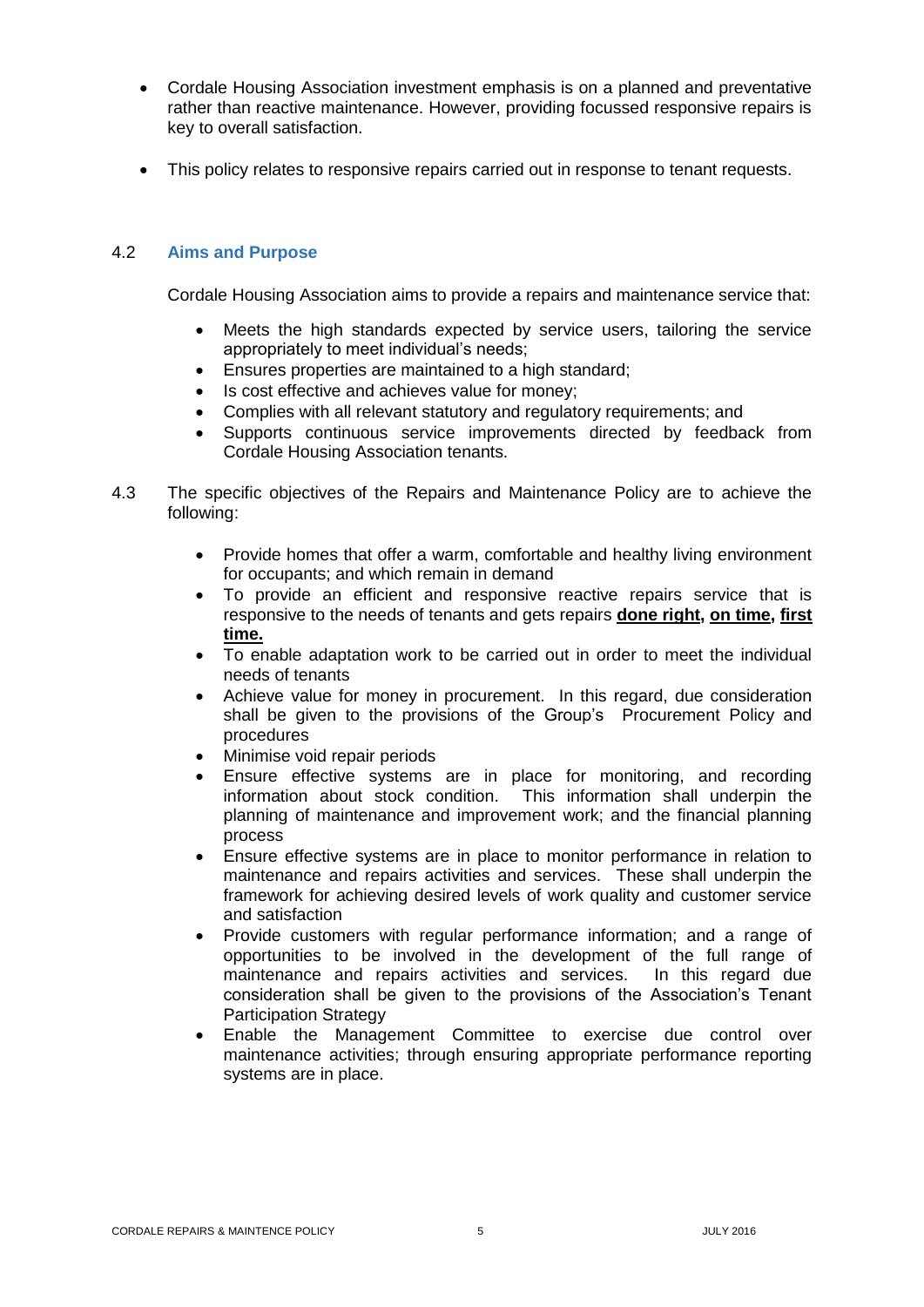- Cordale Housing Association investment emphasis is on a planned and preventative rather than reactive maintenance. However, providing focussed responsive repairs is key to overall satisfaction.
- This policy relates to responsive repairs carried out in response to tenant requests.

### 4.2 Aims and Purpose

Cordale Housing Association aims to provide a repairs and maintenance service that:

- Meets the high standards expected by service users, tailoring the service appropriately to meet individual's needs;
- Ensures properties are maintained to a high standard;
- Is cost effective and achieves value for money;
- Complies with all relevant statutory and regulatory requirements; and
- Supports continuous service improvements directed by feedback from Cordale Housing Association tenants.

4.3 The specific objectives of the Repairs and Maintenance Policy are to achieve the following:

- Provide homes that offer a warm, comfortable and healthy living environment for occupants; and which remain in demand
- To provide an efficient and responsive reactive repairs service that is responsive to the needs of tenants and gets repairs **done right, on time, first time.**
- To enable adaptation work to be carried out in order to meet the individual needs of tenants
- Achieve value for money in procurement. In this regard, due consideration shall be given to the provisions of the Group's Procurement Policy and procedures
- Minimise void repair periods
- Ensure effective systems are in place for monitoring, and recording information about stock condition. This information shall underpin the planning of maintenance and improvement work; and the financial planning process
- Ensure effective systems are in place to monitor performance in relation to maintenance and repairs activities and services. These shall underpin the framework for achieving desired levels of work quality and customer service and satisfaction
- Provide customers with regular performance information; and a range of opportunities to be involved in the development of the full range of maintenance and repairs activities and services. In this regard due consideration shall be given to the provisions of the Association's Tenant Participation Strategy
- Enable the Management Committee to exercise due control over maintenance activities; through ensuring appropriate performance reporting systems are in place.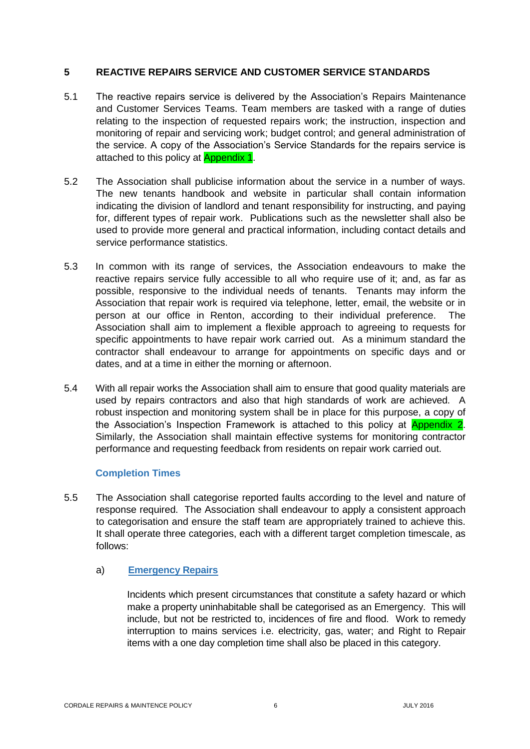## 5 REACTIVE REPAIRS SERVICE AND CUSTOMER SERVICE STANDARDS

5.1 The reactive repairs service is delivered by the Association's Repairs Maintenance and Customer Services Teams. Team members are tasked with a range of duties relating to the inspection of requested repairs work; the instruction, inspection and monitoring of repair and servicing work; budget control; and general administration of the service. A copy of the Association's Service Standards for the repairs service is attached to this policy at Appendix 1.

5.2 The Association shall publicise information about the service in a number of ways. The new tenants handbook and website in particular shall contain information indicating the division of landlord and tenant responsibility for instructing, and paying for, different types of repair work. Publications such as the newsletter shall also be used to provide more general and practical information, including contact details and service performance statistics.

5.3 In common with its range of services, the Association endeavours to make the reactive repairs service fully accessible to all who require use of it; and, as far as possible, responsive to the individual needs of tenants. Tenants may inform the Association that repair work is required via telephone, letter, email, the website or in person at our office in Renton, according to their individual preference. The Association shall aim to implement a flexible approach to agreeing to requests for specific appointments to have repair work carried out. As a minimum standard the contractor shall endeavour to arrange for appointments on specific days and or dates, and at a time in either the morning or afternoon.

5.4 With all repair works the Association shall aim to ensure that good quality materials are used by repairs contractors and also that high standards of work are achieved. A robust inspection and monitoring system shall be in place for this purpose, a copy of the Association's Inspection Framework is attached to this policy at Appendix 2. Similarly, the Association shall maintain effective systems for monitoring contractor performance and requesting feedback from residents on repair work carried out.

### Completion Times

5.5 The Association shall categorise reported faults according to the level and nature of response required. The Association shall endeavour to apply a consistent approach to categorisation and ensure the staff team are appropriately trained to achieve this. It shall operate three categories, each with a different target completion timescale, as follows:

a) **Emergency Repairs**

Incidents which present circumstances that constitute a safety hazard or which make a property uninhabitable shall be categorised as an Emergency. This will include, but not be restricted to, incidences of fire and flood. Work to remedy interruption to mains services i.e. electricity, gas, water; and Right to Repair items with a one day completion time shall also be placed in this category.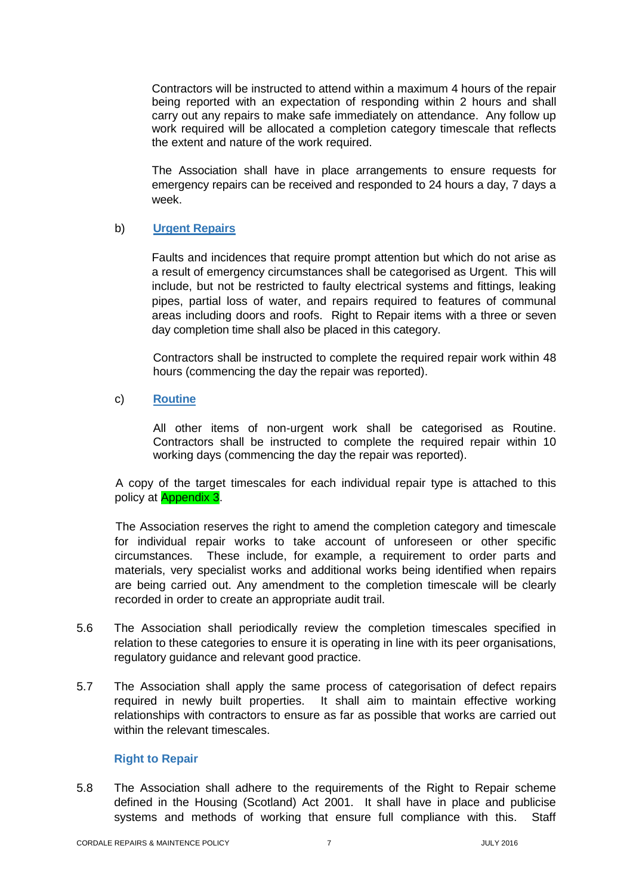Contractors will be instructed to attend within a maximum 4 hours of the repair being reported with an expectation of responding within 2 hours and shall carry out any repairs to make safe immediately on attendance. Any follow up work required will be allocated a completion category timescale that reflects the extent and nature of the work required.

The Association shall have in place arrangements to ensure requests for emergency repairs can be received and responded to 24 hours a day, 7 days a week.

b) **Urgent Repairs**

Faults and incidences that require prompt attention but which do not arise as a result of emergency circumstances shall be categorised as Urgent. This will include, but not be restricted to faulty electrical systems and fittings, leaking pipes, partial loss of water, and repairs required to features of communal areas including doors and roofs. Right to Repair items with a three or seven day completion time shall also be placed in this category.

Contractors shall be instructed to complete the required repair work within 48 hours (commencing the day the repair was reported).

c) **Routine**

All other items of non-urgent work shall be categorised as Routine. Contractors shall be instructed to complete the required repair within 10 working days (commencing the day the repair was reported).

A copy of the target timescales for each individual repair type is attached to this policy at Appendix 3.

The Association reserves the right to amend the completion category and timescale for individual repair works to take account of unforeseen or other specific circumstances. These include, for example, a requirement to order parts and materials, very specialist works and additional works being identified when repairs are being carried out. Any amendment to the completion timescale will be clearly recorded in order to create an appropriate audit trail.

5.6 The Association shall periodically review the completion timescales specified in relation to these categories to ensure it is operating in line with its peer organisations, regulatory guidance and relevant good practice.

5.7 The Association shall apply the same process of categorisation of defect repairs required in newly built properties. It shall aim to maintain effective working relationships with contractors to ensure as far as possible that works are carried out within the relevant timescales.

### Right to Repair

5.8 The Association shall adhere to the requirements of the Right to Repair scheme defined in the Housing (Scotland) Act 2001. It shall have in place and publicise systems and methods of working that ensure full compliance with this. Staff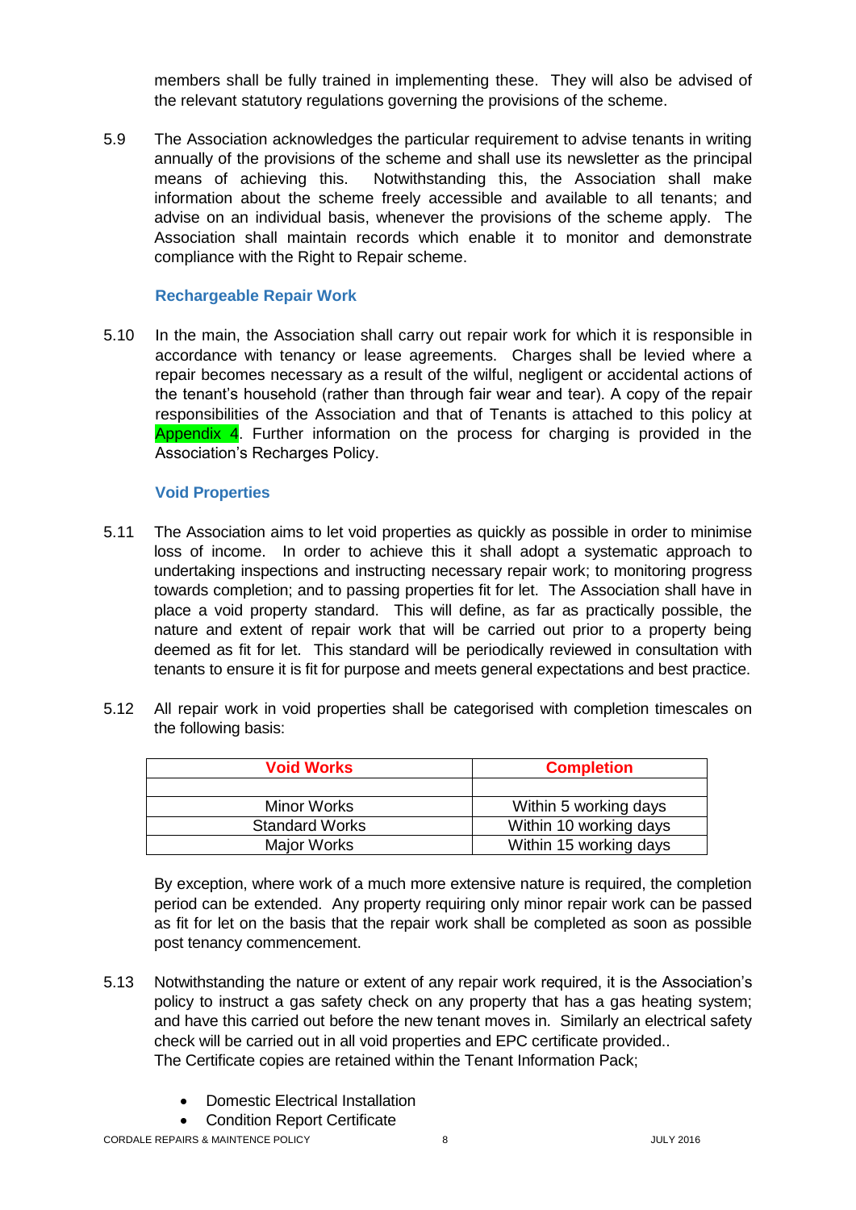members shall be fully trained in implementing these. They will also be advised of the relevant statutory regulations governing the provisions of the scheme.

5.9 The Association acknowledges the particular requirement to advise tenants in writing annually of the provisions of the scheme and shall use its newsletter as the principal means of achieving this. Notwithstanding this, the Association shall make information about the scheme freely accessible and available to all tenants; and advise on an individual basis, whenever the provisions of the scheme apply. The Association shall maintain records which enable it to monitor and demonstrate compliance with the Right to Repair scheme.

### Rechargeable Repair Work

5.10 In the main, the Association shall carry out repair work for which it is responsible in accordance with tenancy or lease agreements. Charges shall be levied where a repair becomes necessary as a result of the wilful, negligent or accidental actions of the tenant's household (rather than through fair wear and tear). A copy of the repair responsibilities of the Association and that of Tenants is attached to this policy at Appendix 4. Further information on the process for charging is provided in the Association's Recharges Policy.

### Void Properties

5.11 The Association aims to let void properties as quickly as possible in order to minimise loss of income. In order to achieve this it shall adopt a systematic approach to undertaking inspections and instructing necessary repair work; to monitoring progress towards completion; and to passing properties fit for let. The Association shall have in place a void property standard. This will define, as far as practically possible, the nature and extent of repair work that will be carried out prior to a property being deemed as fit for let. This standard will be periodically reviewed in consultation with tenants to ensure it is fit for purpose and meets general expectations and best practice.

5.12 All repair work in void properties shall be categorised with completion timescales on the following basis:

| Void Works | Completion |
|---|---|
| | |
| Minor Works | Within 5 working days |
| Standard Works | Within 10 working days |
| Major Works | Within 15 working days |

By exception, where work of a much more extensive nature is required, the completion period can be extended. Any property requiring only minor repair work can be passed as fit for let on the basis that the repair work shall be completed as soon as possible post tenancy commencement.

5.13 Notwithstanding the nature or extent of any repair work required, it is the Association's policy to instruct a gas safety check on any property that has a gas heating system; and have this carried out before the new tenant moves in. Similarly an electrical safety check will be carried out in all void properties and EPC certificate provided..
The Certificate copies are retained within the Tenant Information Pack;

- Domestic Electrical Installation
- Condition Report Certificate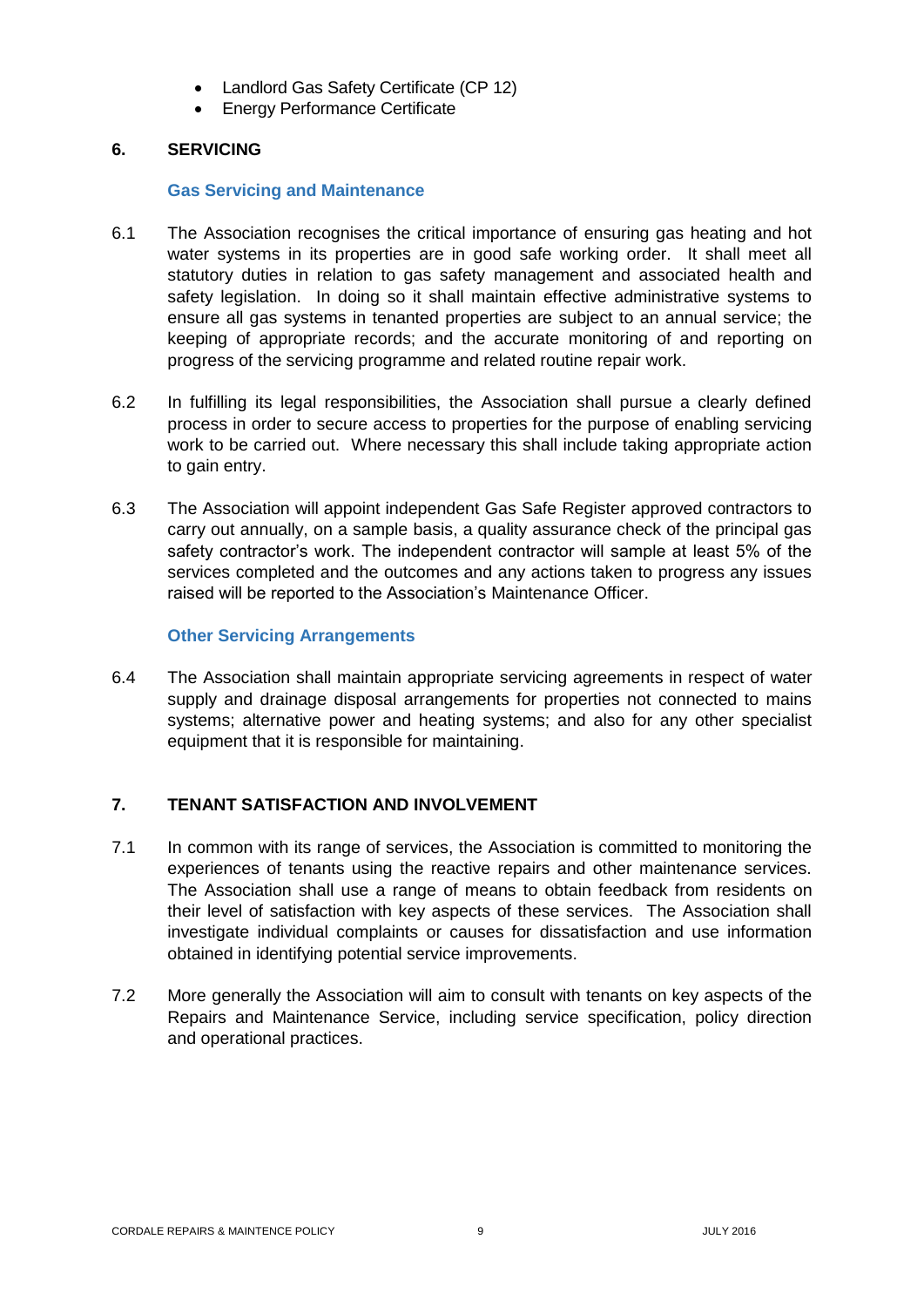- Landlord Gas Safety Certificate (CP 12)
- Energy Performance Certificate

## 6. SERVICING

### Gas Servicing and Maintenance

6.1 The Association recognises the critical importance of ensuring gas heating and hot water systems in its properties are in good safe working order. It shall meet all statutory duties in relation to gas safety management and associated health and safety legislation. In doing so it shall maintain effective administrative systems to ensure all gas systems in tenanted properties are subject to an annual service; the keeping of appropriate records; and the accurate monitoring of and reporting on progress of the servicing programme and related routine repair work.

6.2 In fulfilling its legal responsibilities, the Association shall pursue a clearly defined process in order to secure access to properties for the purpose of enabling servicing work to be carried out. Where necessary this shall include taking appropriate action to gain entry.

6.3 The Association will appoint independent Gas Safe Register approved contractors to carry out annually, on a sample basis, a quality assurance check of the principal gas safety contractor's work. The independent contractor will sample at least 5% of the services completed and the outcomes and any actions taken to progress any issues raised will be reported to the Association's Maintenance Officer.

### Other Servicing Arrangements

6.4 The Association shall maintain appropriate servicing agreements in respect of water supply and drainage disposal arrangements for properties not connected to mains systems; alternative power and heating systems; and also for any other specialist equipment that it is responsible for maintaining.

## 7. TENANT SATISFACTION AND INVOLVEMENT

7.1 In common with its range of services, the Association is committed to monitoring the experiences of tenants using the reactive repairs and other maintenance services. The Association shall use a range of means to obtain feedback from residents on their level of satisfaction with key aspects of these services. The Association shall investigate individual complaints or causes for dissatisfaction and use information obtained in identifying potential service improvements.

7.2 More generally the Association will aim to consult with tenants on key aspects of the Repairs and Maintenance Service, including service specification, policy direction and operational practices.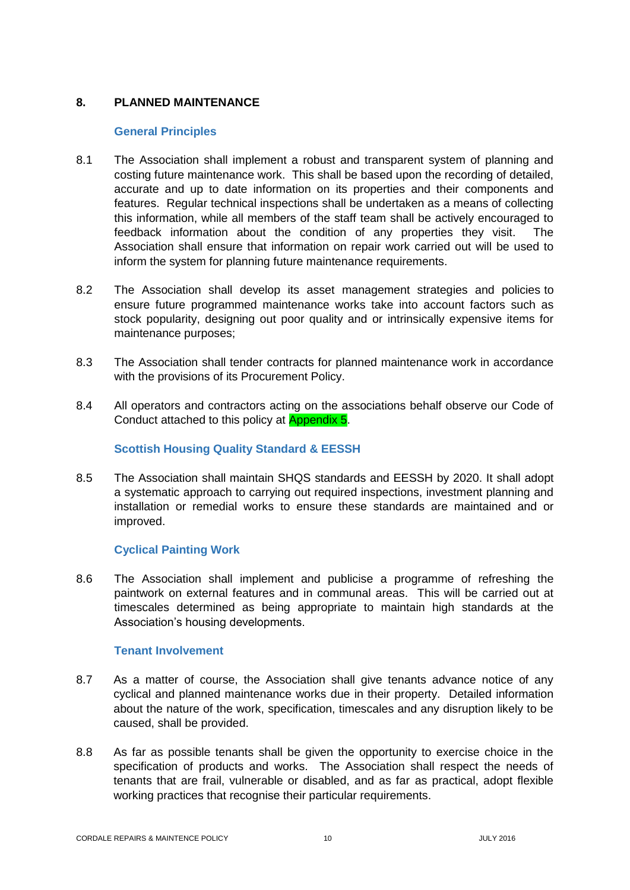## 8. PLANNED MAINTENANCE

### General Principles

8.1 The Association shall implement a robust and transparent system of planning and costing future maintenance work. This shall be based upon the recording of detailed, accurate and up to date information on its properties and their components and features. Regular technical inspections shall be undertaken as a means of collecting this information, while all members of the staff team shall be actively encouraged to feedback information about the condition of any properties they visit. The Association shall ensure that information on repair work carried out will be used to inform the system for planning future maintenance requirements.

8.2 The Association shall develop its asset management strategies and policies to ensure future programmed maintenance works take into account factors such as stock popularity, designing out poor quality and or intrinsically expensive items for maintenance purposes;

8.3 The Association shall tender contracts for planned maintenance work in accordance with the provisions of its Procurement Policy.

8.4 All operators and contractors acting on the associations behalf observe our Code of Conduct attached to this policy at Appendix 5.

### Scottish Housing Quality Standard & EESSH

8.5 The Association shall maintain SHQS standards and EESSH by 2020. It shall adopt a systematic approach to carrying out required inspections, investment planning and installation or remedial works to ensure these standards are maintained and or improved.

### Cyclical Painting Work

8.6 The Association shall implement and publicise a programme of refreshing the paintwork on external features and in communal areas. This will be carried out at timescales determined as being appropriate to maintain high standards at the Association's housing developments.

### Tenant Involvement

8.7 As a matter of course, the Association shall give tenants advance notice of any cyclical and planned maintenance works due in their property. Detailed information about the nature of the work, specification, timescales and any disruption likely to be caused, shall be provided.

8.8 As far as possible tenants shall be given the opportunity to exercise choice in the specification of products and works. The Association shall respect the needs of tenants that are frail, vulnerable or disabled, and as far as practical, adopt flexible working practices that recognise their particular requirements.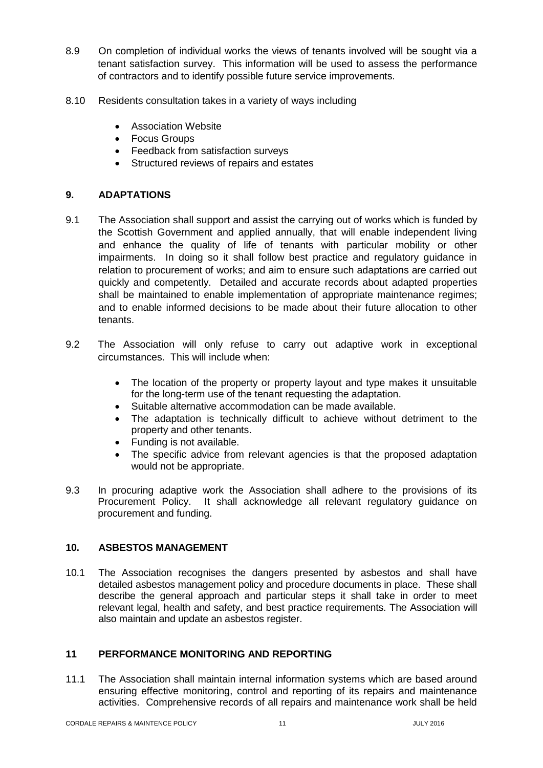8.9 On completion of individual works the views of tenants involved will be sought via a tenant satisfaction survey. This information will be used to assess the performance of contractors and to identify possible future service improvements.

8.10 Residents consultation takes in a variety of ways including

- Association Website
- Focus Groups
- Feedback from satisfaction surveys
- Structured reviews of repairs and estates

## 9. ADAPTATIONS

9.1 The Association shall support and assist the carrying out of works which is funded by the Scottish Government and applied annually, that will enable independent living and enhance the quality of life of tenants with particular mobility or other impairments. In doing so it shall follow best practice and regulatory guidance in relation to procurement of works; and aim to ensure such adaptations are carried out quickly and competently. Detailed and accurate records about adapted properties shall be maintained to enable implementation of appropriate maintenance regimes; and to enable informed decisions to be made about their future allocation to other tenants.

9.2 The Association will only refuse to carry out adaptive work in exceptional circumstances. This will include when:

- The location of the property or property layout and type makes it unsuitable for the long-term use of the tenant requesting the adaptation.
- Suitable alternative accommodation can be made available.
- The adaptation is technically difficult to achieve without detriment to the property and other tenants.
- Funding is not available.
- The specific advice from relevant agencies is that the proposed adaptation would not be appropriate.

9.3 In procuring adaptive work the Association shall adhere to the provisions of its Procurement Policy. It shall acknowledge all relevant regulatory guidance on procurement and funding.

## 10. ASBESTOS MANAGEMENT

10.1 The Association recognises the dangers presented by asbestos and shall have detailed asbestos management policy and procedure documents in place. These shall describe the general approach and particular steps it shall take in order to meet relevant legal, health and safety, and best practice requirements. The Association will also maintain and update an asbestos register.

## 11 PERFORMANCE MONITORING AND REPORTING

11.1 The Association shall maintain internal information systems which are based around ensuring effective monitoring, control and reporting of its repairs and maintenance activities. Comprehensive records of all repairs and maintenance work shall be held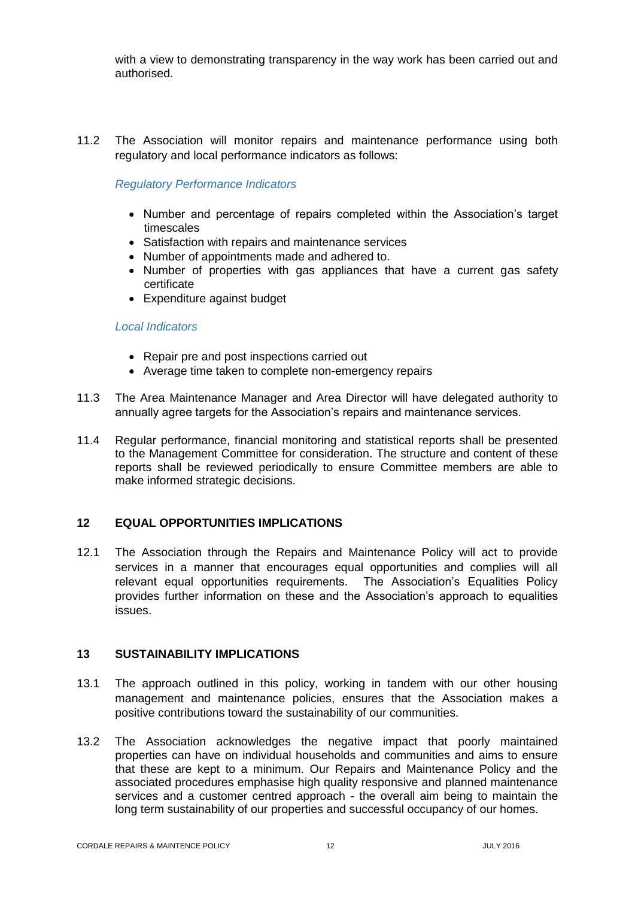with a view to demonstrating transparency in the way work has been carried out and authorised.

11.2 The Association will monitor repairs and maintenance performance using both regulatory and local performance indicators as follows:

*Regulatory Performance Indicators*

- Number and percentage of repairs completed within the Association's target timescales
- Satisfaction with repairs and maintenance services
- Number of appointments made and adhered to.
- Number of properties with gas appliances that have a current gas safety certificate
- Expenditure against budget

*Local Indicators*

- Repair pre and post inspections carried out
- Average time taken to complete non-emergency repairs

11.3 The Area Maintenance Manager and Area Director will have delegated authority to annually agree targets for the Association's repairs and maintenance services.

11.4 Regular performance, financial monitoring and statistical reports shall be presented to the Management Committee for consideration. The structure and content of these reports shall be reviewed periodically to ensure Committee members are able to make informed strategic decisions.

## 12 EQUAL OPPORTUNITIES IMPLICATIONS

12.1 The Association through the Repairs and Maintenance Policy will act to provide services in a manner that encourages equal opportunities and complies will all relevant equal opportunities requirements. The Association's Equalities Policy provides further information on these and the Association's approach to equalities issues.

## 13 SUSTAINABILITY IMPLICATIONS

13.1 The approach outlined in this policy, working in tandem with our other housing management and maintenance policies, ensures that the Association makes a positive contributions toward the sustainability of our communities.

13.2 The Association acknowledges the negative impact that poorly maintained properties can have on individual households and communities and aims to ensure that these are kept to a minimum. Our Repairs and Maintenance Policy and the associated procedures emphasise high quality responsive and planned maintenance services and a customer centred approach - the overall aim being to maintain the long term sustainability of our properties and successful occupancy of our homes.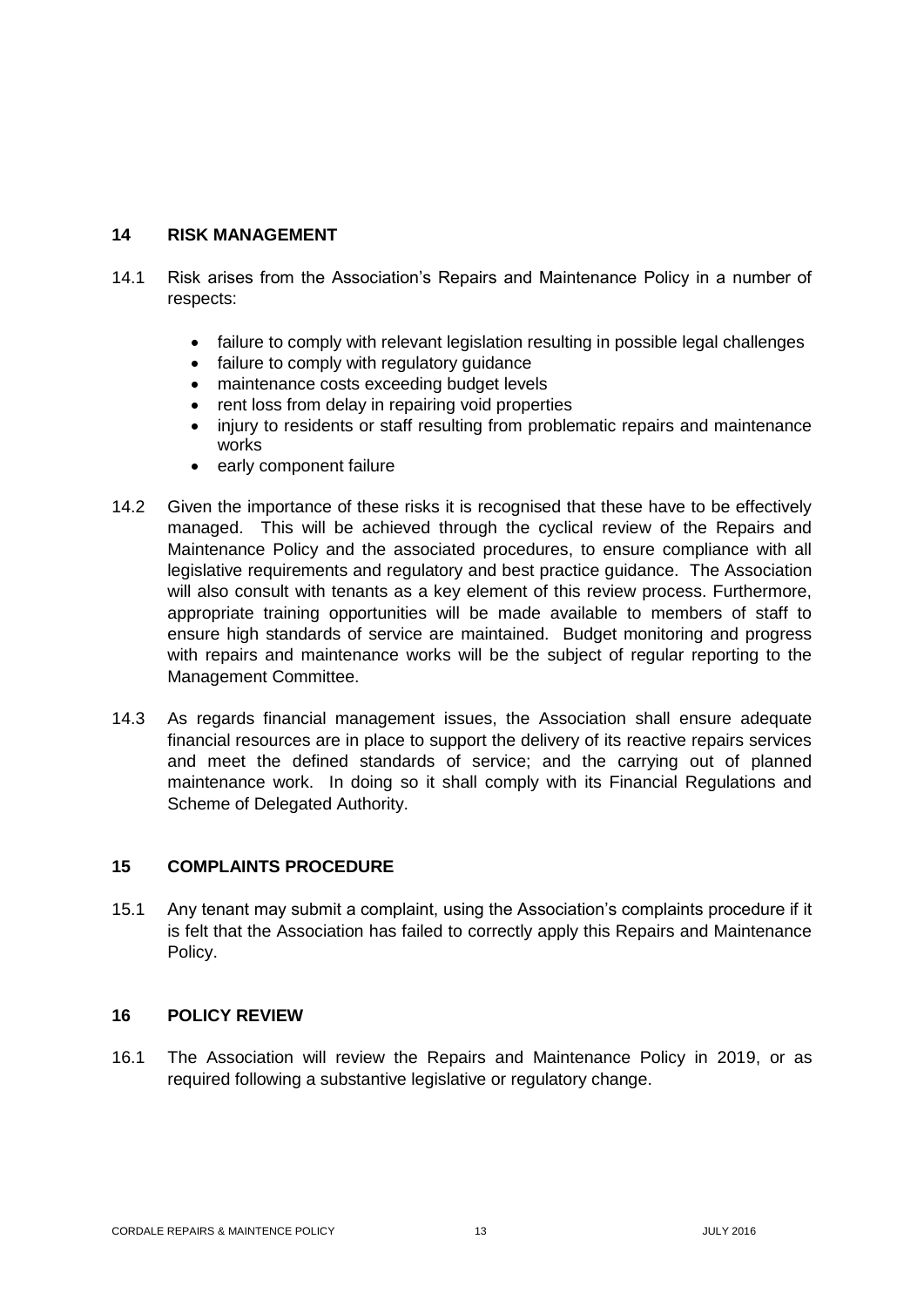## 14 RISK MANAGEMENT

14.1 Risk arises from the Association's Repairs and Maintenance Policy in a number of respects:

- failure to comply with relevant legislation resulting in possible legal challenges
- failure to comply with regulatory guidance
- maintenance costs exceeding budget levels
- rent loss from delay in repairing void properties
- injury to residents or staff resulting from problematic repairs and maintenance works
- early component failure

14.2 Given the importance of these risks it is recognised that these have to be effectively managed. This will be achieved through the cyclical review of the Repairs and Maintenance Policy and the associated procedures, to ensure compliance with all legislative requirements and regulatory and best practice guidance. The Association will also consult with tenants as a key element of this review process. Furthermore, appropriate training opportunities will be made available to members of staff to ensure high standards of service are maintained. Budget monitoring and progress with repairs and maintenance works will be the subject of regular reporting to the Management Committee.

14.3 As regards financial management issues, the Association shall ensure adequate financial resources are in place to support the delivery of its reactive repairs services and meet the defined standards of service; and the carrying out of planned maintenance work. In doing so it shall comply with its Financial Regulations and Scheme of Delegated Authority.

## 15 COMPLAINTS PROCEDURE

15.1 Any tenant may submit a complaint, using the Association's complaints procedure if it is felt that the Association has failed to correctly apply this Repairs and Maintenance Policy.

## 16 POLICY REVIEW

16.1 The Association will review the Repairs and Maintenance Policy in 2019, or as required following a substantive legislative or regulatory change.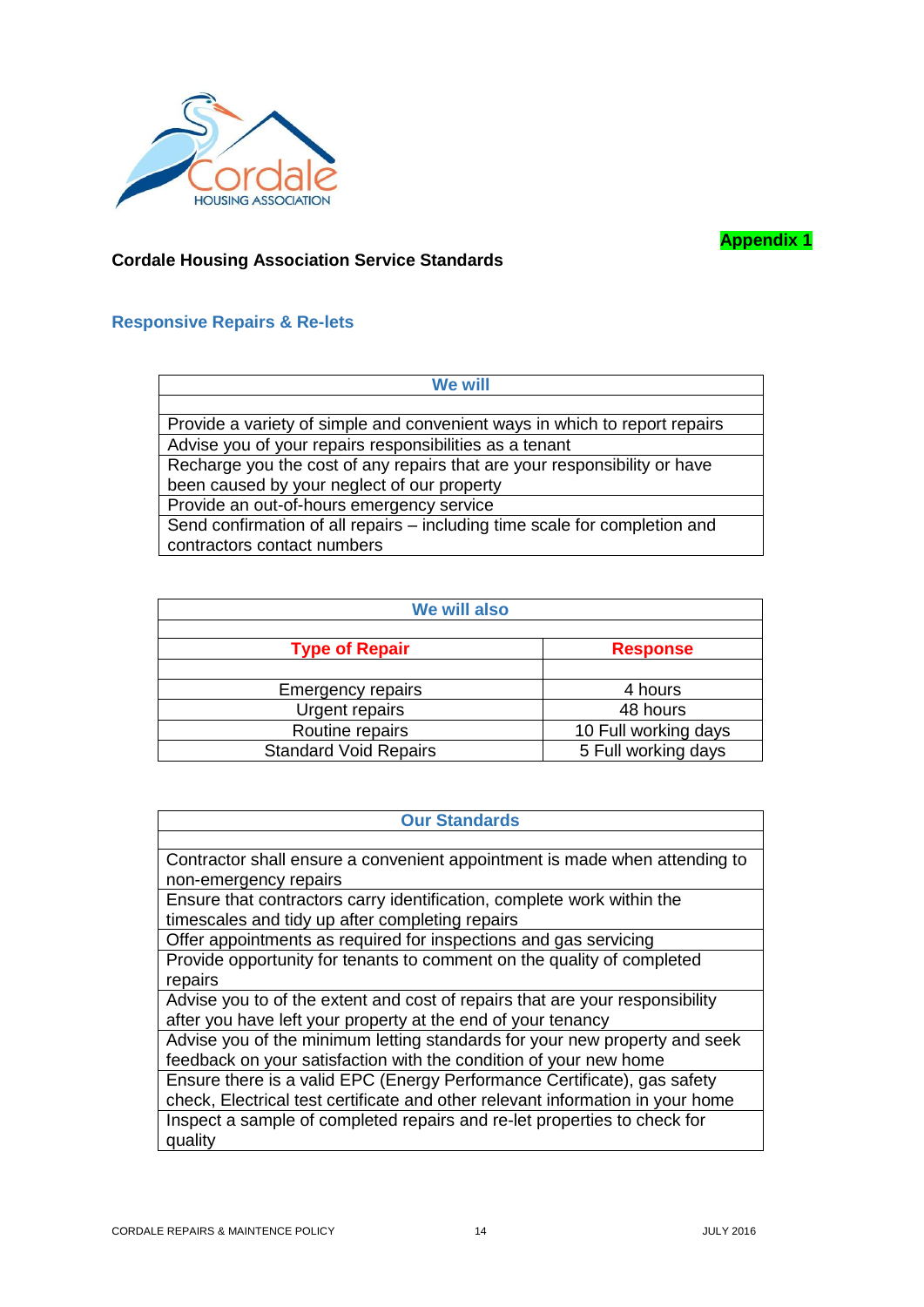Appendix 1

## Cordale Housing Association Service Standards

### Responsive Repairs & Re-lets

| We will |
|---|
| |
| Provide a variety of simple and convenient ways in which to report repairs |
| Advise you of your repairs responsibilities as a tenant |
| Recharge you the cost of any repairs that are your responsibility or have been caused by your neglect of our property |
| Provide an out-of-hours emergency service |
| Send confirmation of all repairs – including time scale for completion and contractors contact numbers |

| We will also | |
|---|---|
| | |
| **Type of Repair** | **Response** |
| | |
| Emergency repairs | 4 hours |
| Urgent repairs | 48 hours |
| Routine repairs | 10 Full working days |
| Standard Void Repairs | 5 Full working days |

| Our Standards |
|---|
| |
| Contractor shall ensure a convenient appointment is made when attending to non-emergency repairs |
| Ensure that contractors carry identification, complete work within the timescales and tidy up after completing repairs |
| Offer appointments as required for inspections and gas servicing |
| Provide opportunity for tenants to comment on the quality of completed repairs |
| Advise you to of the extent and cost of repairs that are your responsibility after you have left your property at the end of your tenancy |
| Advise you of the minimum letting standards for your new property and seek feedback on your satisfaction with the condition of your new home |
| Ensure there is a valid EPC (Energy Performance Certificate), gas safety check, Electrical test certificate and other relevant information in your home |
| Inspect a sample of completed repairs and re-let properties to check for quality |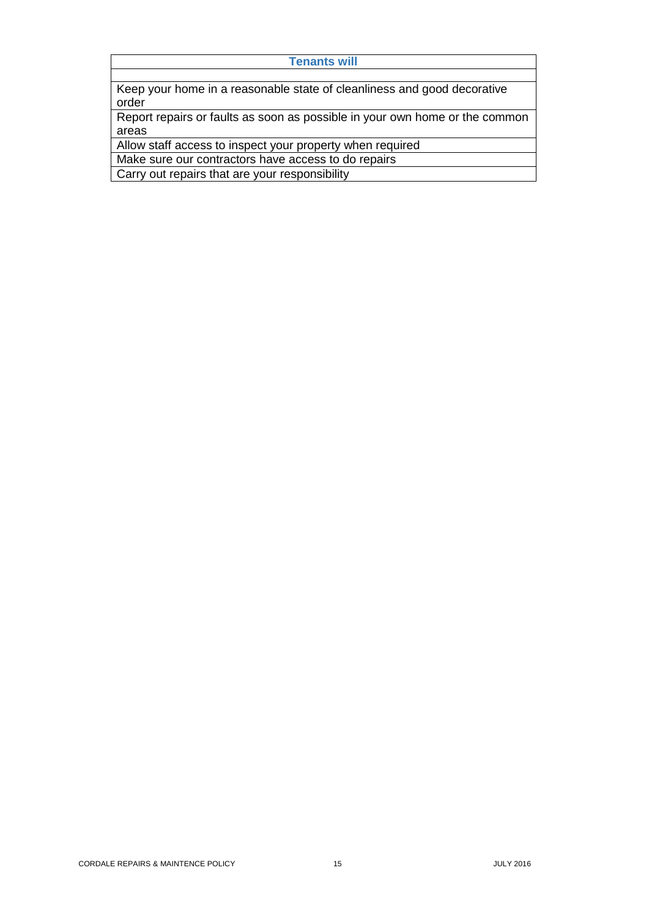| Tenants will |
| --- |
| |
| Keep your home in a reasonable state of cleanliness and good decorative order |
| Report repairs or faults as soon as possible in your own home or the common areas |
| Allow staff access to inspect your property when required |
| Make sure our contractors have access to do repairs |
| Carry out repairs that are your responsibility |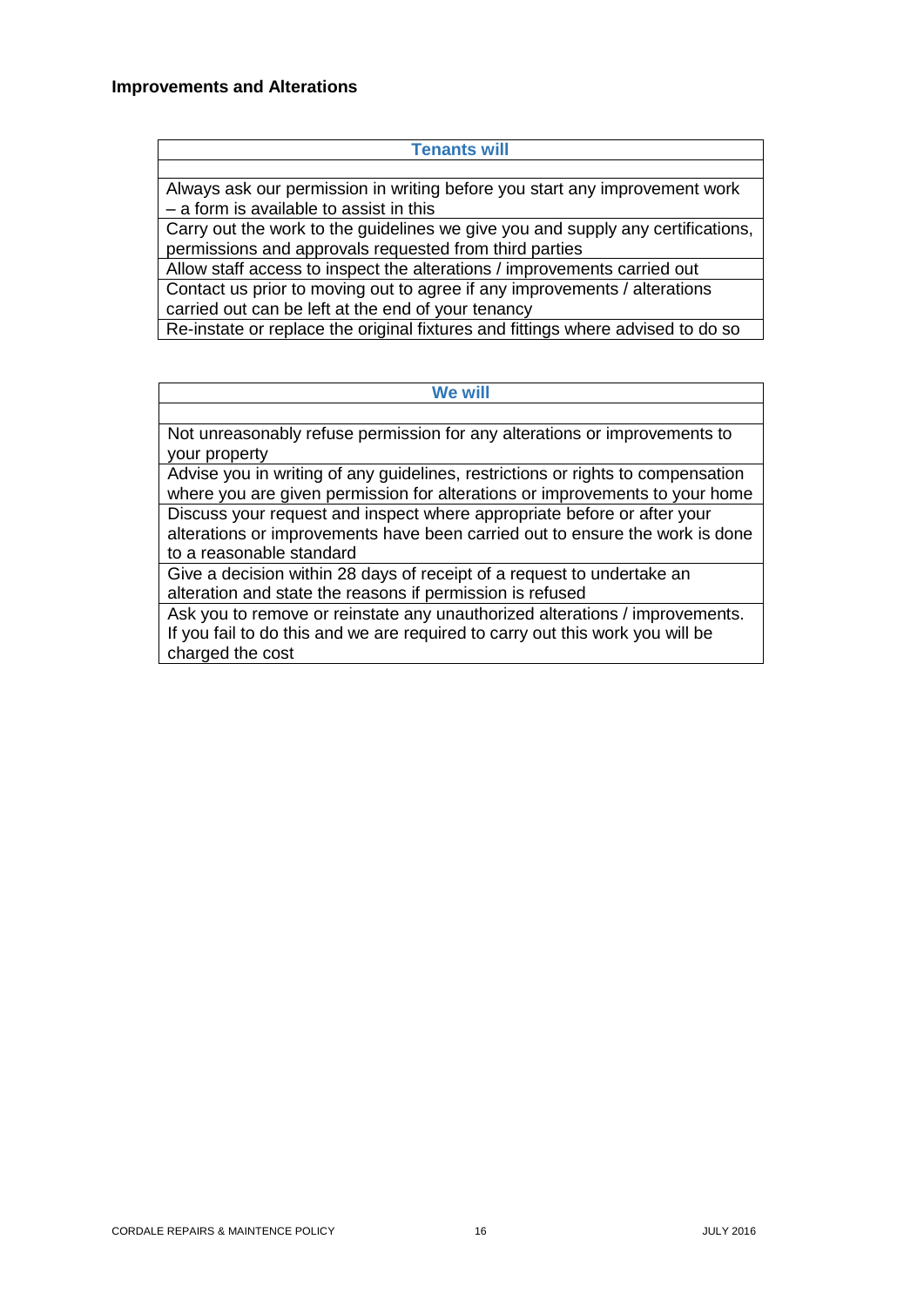### Improvements and Alterations

| Tenants will |
| --- |
| Always ask our permission in writing before you start any improvement work – a form is available to assist in this |
| Carry out the work to the guidelines we give you and supply any certifications, permissions and approvals requested from third parties |
| Allow staff access to inspect the alterations / improvements carried out |
| Contact us prior to moving out to agree if any improvements / alterations carried out can be left at the end of your tenancy |
| Re-instate or replace the original fixtures and fittings where advised to do so |

| We will |
| --- |
| Not unreasonably refuse permission for any alterations or improvements to your property |
| Advise you in writing of any guidelines, restrictions or rights to compensation where you are given permission for alterations or improvements to your home |
| Discuss your request and inspect where appropriate before or after your alterations or improvements have been carried out to ensure the work is done to a reasonable standard |
| Give a decision within 28 days of receipt of a request to undertake an alteration and state the reasons if permission is refused |
| Ask you to remove or reinstate any unauthorized alterations / improvements. If you fail to do this and we are required to carry out this work you will be charged the cost |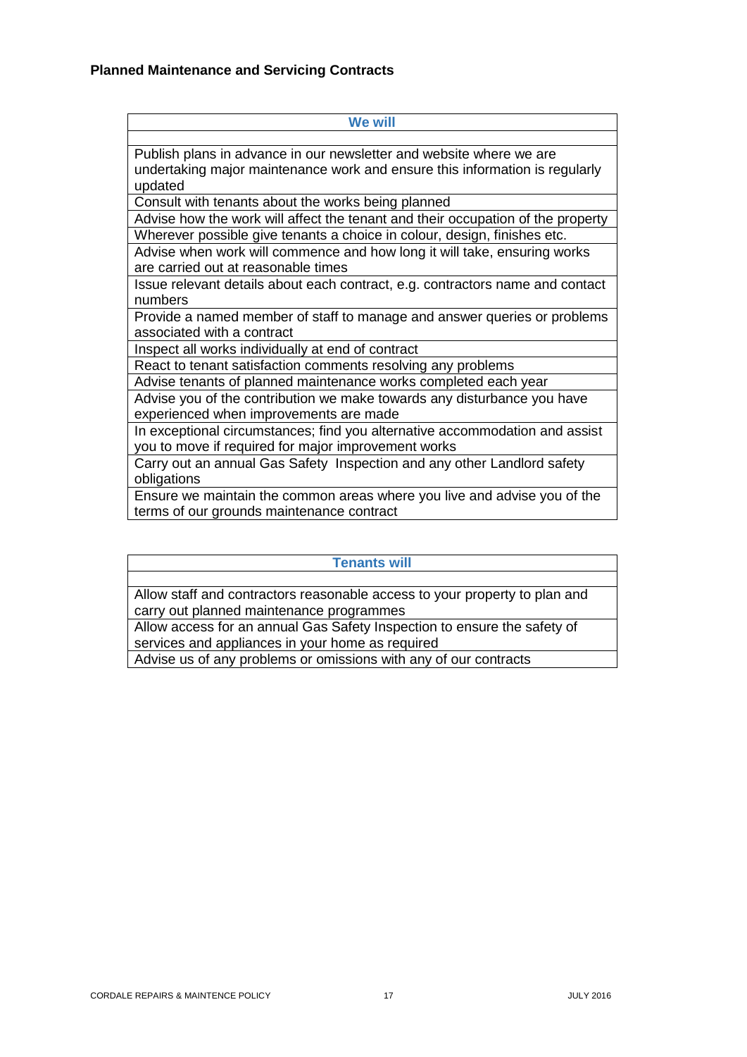## Planned Maintenance and Servicing Contracts

| We will |
| --- |
| |
| Publish plans in advance in our newsletter and website where we are undertaking major maintenance work and ensure this information is regularly updated |
| Consult with tenants about the works being planned |
| Advise how the work will affect the tenant and their occupation of the property |
| Wherever possible give tenants a choice in colour, design, finishes etc. |
| Advise when work will commence and how long it will take, ensuring works are carried out at reasonable times |
| Issue relevant details about each contract, e.g. contractors name and contact numbers |
| Provide a named member of staff to manage and answer queries or problems associated with a contract |
| Inspect all works individually at end of contract |
| React to tenant satisfaction comments resolving any problems |
| Advise tenants of planned maintenance works completed each year |
| Advise you of the contribution we make towards any disturbance you have experienced when improvements are made |
| In exceptional circumstances; find you alternative accommodation and assist you to move if required for major improvement works |
| Carry out an annual Gas Safety Inspection and any other Landlord safety obligations |
| Ensure we maintain the common areas where you live and advise you of the terms of our grounds maintenance contract |

| Tenants will |
| --- |
| |
| Allow staff and contractors reasonable access to your property to plan and carry out planned maintenance programmes |
| Allow access for an annual Gas Safety Inspection to ensure the safety of services and appliances in your home as required |
| Advise us of any problems or omissions with any of our contracts |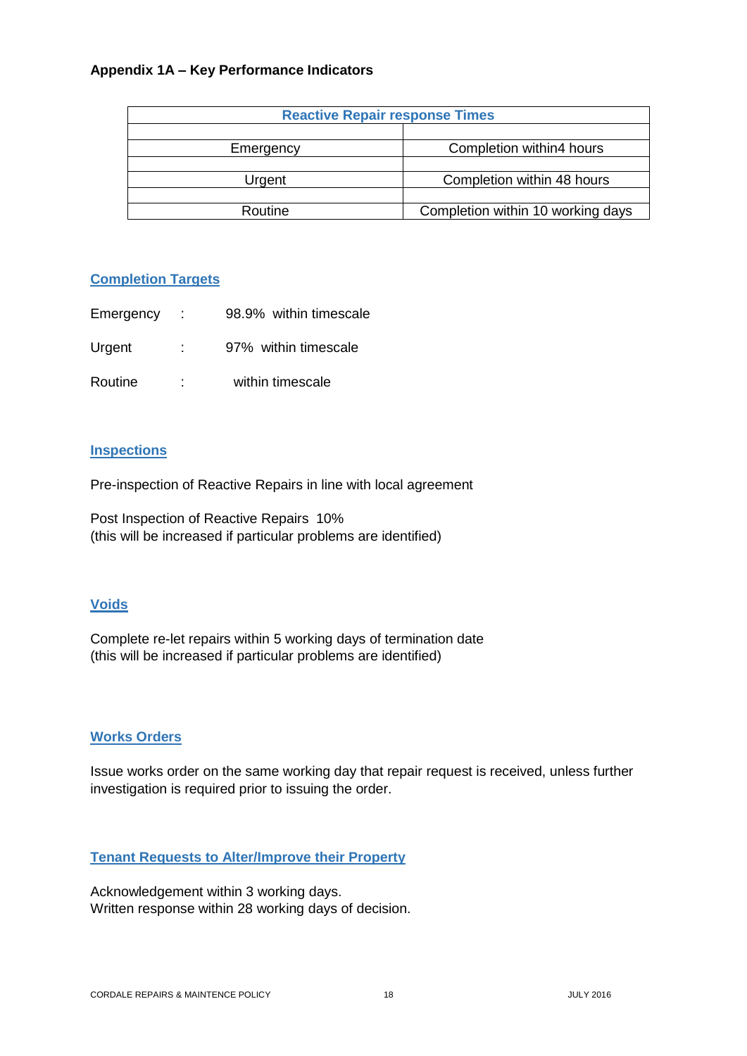### Appendix 1A – Key Performance Indicators

| Reactive Repair response Times | |
|---|---|
| | |
| Emergency | Completion within4 hours |
| | |
| Urgent | Completion within 48 hours |
| | |
| Routine | Completion within 10 working days |

**Completion Targets**

Emergency : 98.9% within timescale

Urgent : 97% within timescale

Routine : within timescale

**Inspections**

Pre-inspection of Reactive Repairs in line with local agreement

Post Inspection of Reactive Repairs 10%
(this will be increased if particular problems are identified)

**Voids**

Complete re-let repairs within 5 working days of termination date
(this will be increased if particular problems are identified)

**Works Orders**

Issue works order on the same working day that repair request is received, unless further investigation is required prior to issuing the order.

**Tenant Requests to Alter/Improve their Property**

Acknowledgement within 3 working days.
Written response within 28 working days of decision.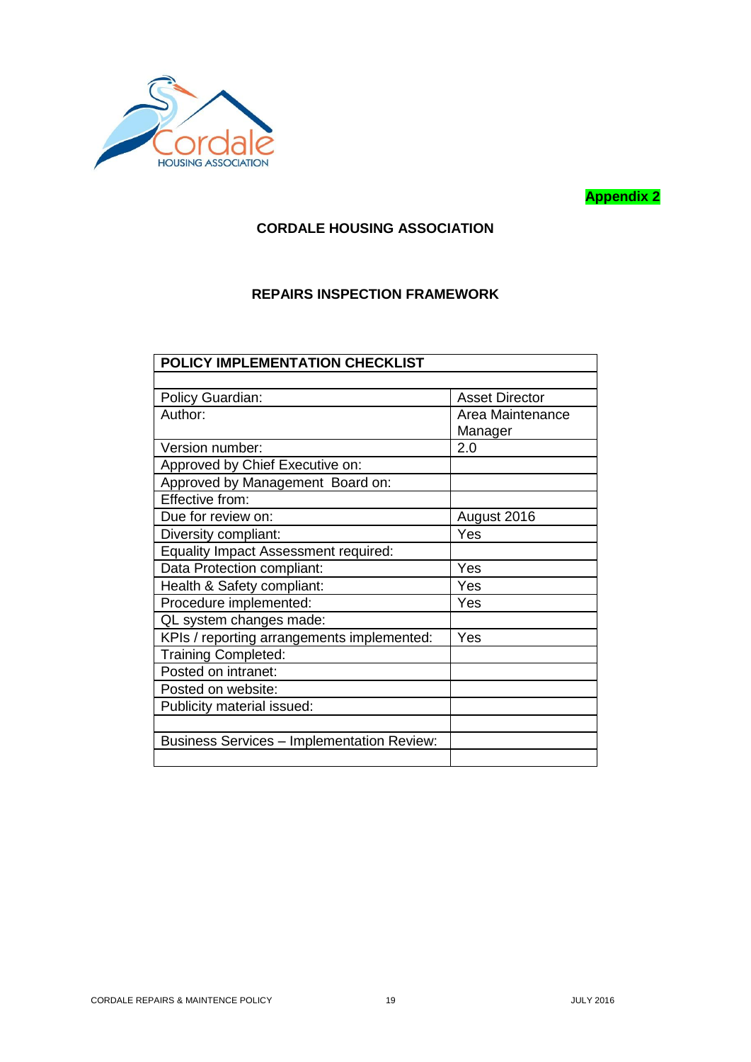Appendix 2

## CORDALE HOUSING ASSOCIATION

## REPAIRS INSPECTION FRAMEWORK

| POLICY IMPLEMENTATION CHECKLIST | |
|---|---|
| | |
| Policy Guardian: | Asset Director |
| Author: | Area Maintenance Manager |
| Version number: | 2.0 |
| Approved by Chief Executive on: | |
| Approved by Management Board on: | |
| Effective from: | |
| Due for review on: | August 2016 |
| Diversity compliant: | Yes |
| Equality Impact Assessment required: | |
| Data Protection compliant: | Yes |
| Health & Safety compliant: | Yes |
| Procedure implemented: | Yes |
| QL system changes made: | |
| KPIs / reporting arrangements implemented: | Yes |
| Training Completed: | |
| Posted on intranet: | |
| Posted on website: | |
| Publicity material issued: | |
| | |
| Business Services – Implementation Review: | |
| | |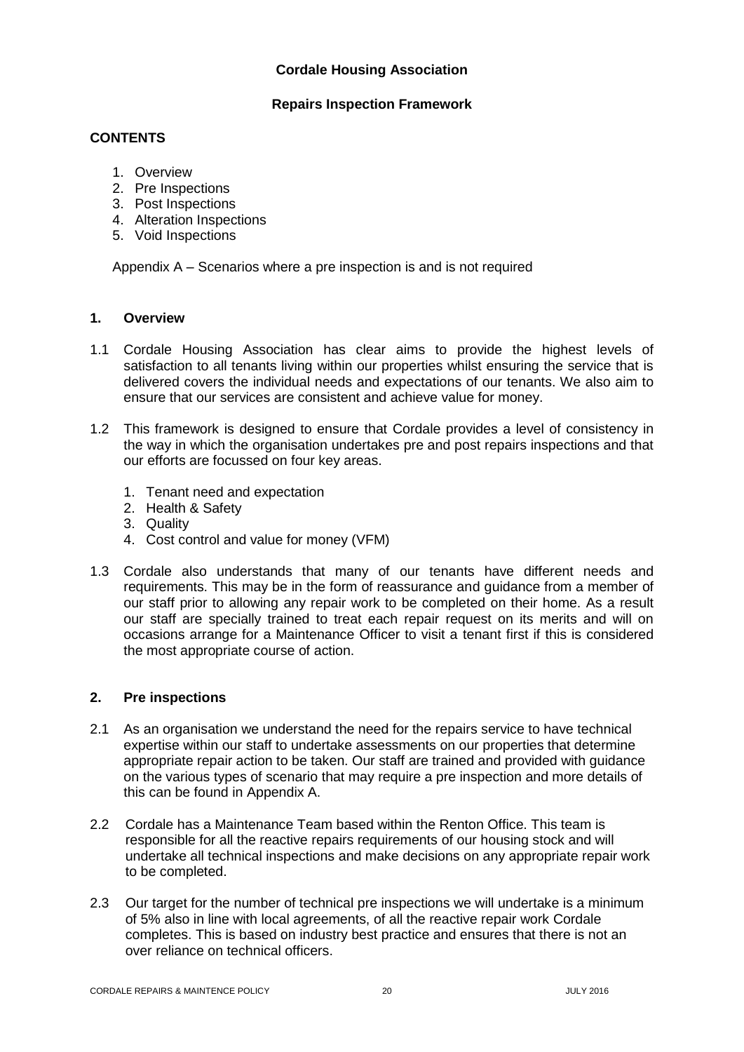**Cordale Housing Association**

**Repairs Inspection Framework**

**CONTENTS**

1. Overview
2. Pre Inspections
3. Post Inspections
4. Alteration Inspections
5. Void Inspections

Appendix A – Scenarios where a pre inspection is and is not required

## 1. Overview

1.1 Cordale Housing Association has clear aims to provide the highest levels of satisfaction to all tenants living within our properties whilst ensuring the service that is delivered covers the individual needs and expectations of our tenants. We also aim to ensure that our services are consistent and achieve value for money.

1.2 This framework is designed to ensure that Cordale provides a level of consistency in the way in which the organisation undertakes pre and post repairs inspections and that our efforts are focussed on four key areas.

1. Tenant need and expectation
2. Health & Safety
3. Quality
4. Cost control and value for money (VFM)

1.3 Cordale also understands that many of our tenants have different needs and requirements. This may be in the form of reassurance and guidance from a member of our staff prior to allowing any repair work to be completed on their home. As a result our staff are specially trained to treat each repair request on its merits and will on occasions arrange for a Maintenance Officer to visit a tenant first if this is considered the most appropriate course of action.

## 2. Pre inspections

2.1 As an organisation we understand the need for the repairs service to have technical expertise within our staff to undertake assessments on our properties that determine appropriate repair action to be taken. Our staff are trained and provided with guidance on the various types of scenario that may require a pre inspection and more details of this can be found in Appendix A.

2.2 Cordale has a Maintenance Team based within the Renton Office. This team is responsible for all the reactive repairs requirements of our housing stock and will undertake all technical inspections and make decisions on any appropriate repair work to be completed.

2.3 Our target for the number of technical pre inspections we will undertake is a minimum of 5% also in line with local agreements, of all the reactive repair work Cordale completes. This is based on industry best practice and ensures that there is not an over reliance on technical officers.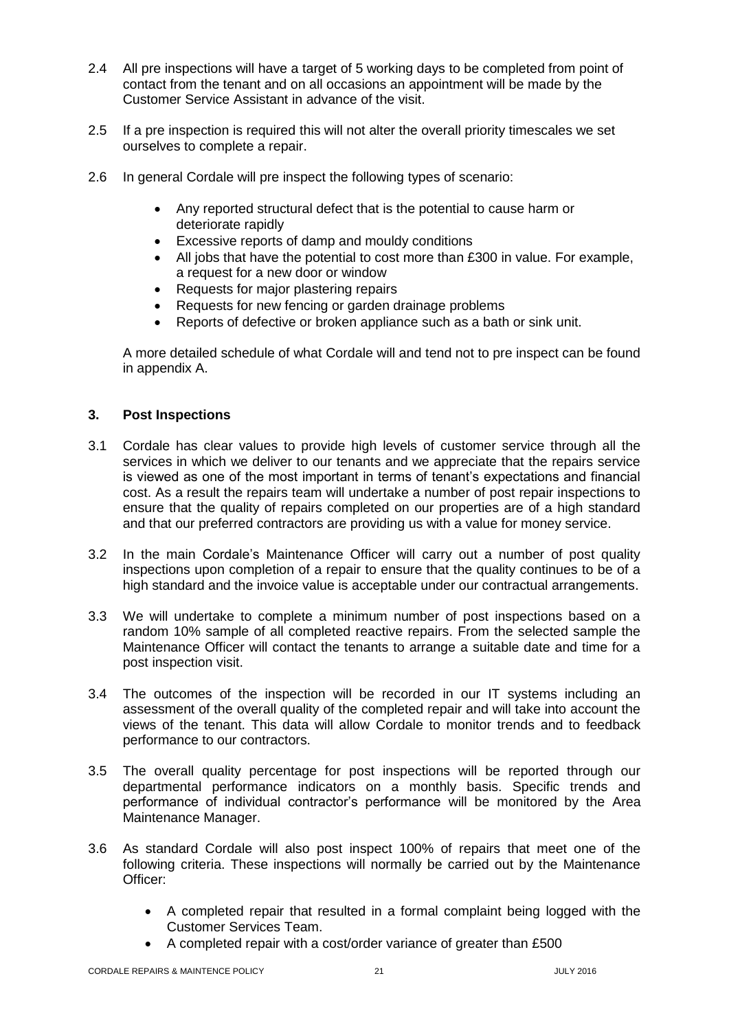2.4 All pre inspections will have a target of 5 working days to be completed from point of contact from the tenant and on all occasions an appointment will be made by the Customer Service Assistant in advance of the visit.

2.5 If a pre inspection is required this will not alter the overall priority timescales we set ourselves to complete a repair.

2.6 In general Cordale will pre inspect the following types of scenario:

- Any reported structural defect that is the potential to cause harm or deteriorate rapidly
- Excessive reports of damp and mouldy conditions
- All jobs that have the potential to cost more than £300 in value. For example, a request for a new door or window
- Requests for major plastering repairs
- Requests for new fencing or garden drainage problems
- Reports of defective or broken appliance such as a bath or sink unit.

A more detailed schedule of what Cordale will and tend not to pre inspect can be found in appendix A.

## 3. Post Inspections

3.1 Cordale has clear values to provide high levels of customer service through all the services in which we deliver to our tenants and we appreciate that the repairs service is viewed as one of the most important in terms of tenant's expectations and financial cost. As a result the repairs team will undertake a number of post repair inspections to ensure that the quality of repairs completed on our properties are of a high standard and that our preferred contractors are providing us with a value for money service.

3.2 In the main Cordale's Maintenance Officer will carry out a number of post quality inspections upon completion of a repair to ensure that the quality continues to be of a high standard and the invoice value is acceptable under our contractual arrangements.

3.3 We will undertake to complete a minimum number of post inspections based on a random 10% sample of all completed reactive repairs. From the selected sample the Maintenance Officer will contact the tenants to arrange a suitable date and time for a post inspection visit.

3.4 The outcomes of the inspection will be recorded in our IT systems including an assessment of the overall quality of the completed repair and will take into account the views of the tenant. This data will allow Cordale to monitor trends and to feedback performance to our contractors.

3.5 The overall quality percentage for post inspections will be reported through our departmental performance indicators on a monthly basis. Specific trends and performance of individual contractor's performance will be monitored by the Area Maintenance Manager.

3.6 As standard Cordale will also post inspect 100% of repairs that meet one of the following criteria. These inspections will normally be carried out by the Maintenance Officer:

- A completed repair that resulted in a formal complaint being logged with the Customer Services Team.
- A completed repair with a cost/order variance of greater than £500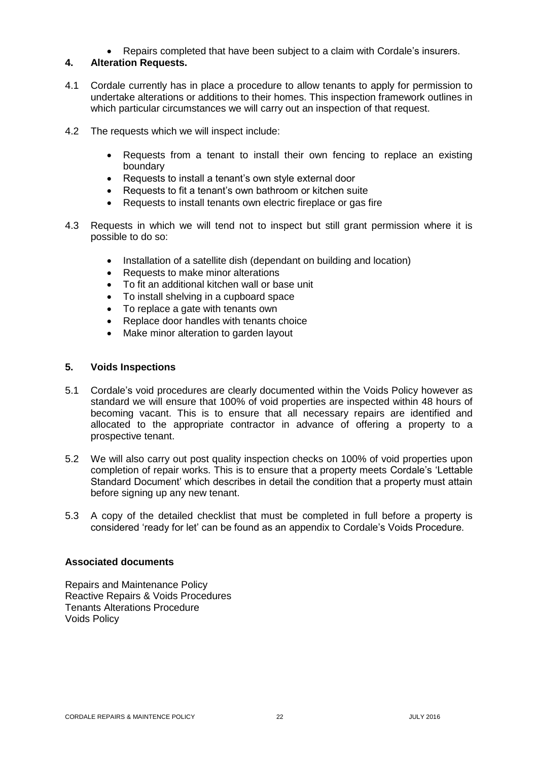- Repairs completed that have been subject to a claim with Cordale's insurers.

## 4. Alteration Requests.

4.1 Cordale currently has in place a procedure to allow tenants to apply for permission to undertake alterations or additions to their homes. This inspection framework outlines in which particular circumstances we will carry out an inspection of that request.

4.2 The requests which we will inspect include:

- Requests from a tenant to install their own fencing to replace an existing boundary
- Requests to install a tenant's own style external door
- Requests to fit a tenant's own bathroom or kitchen suite
- Requests to install tenants own electric fireplace or gas fire

4.3 Requests in which we will tend not to inspect but still grant permission where it is possible to do so:

- Installation of a satellite dish (dependant on building and location)
- Requests to make minor alterations
- To fit an additional kitchen wall or base unit
- To install shelving in a cupboard space
- To replace a gate with tenants own
- Replace door handles with tenants choice
- Make minor alteration to garden layout

## 5. Voids Inspections

5.1 Cordale's void procedures are clearly documented within the Voids Policy however as standard we will ensure that 100% of void properties are inspected within 48 hours of becoming vacant. This is to ensure that all necessary repairs are identified and allocated to the appropriate contractor in advance of offering a property to a prospective tenant.

5.2 We will also carry out post quality inspection checks on 100% of void properties upon completion of repair works. This is to ensure that a property meets Cordale's 'Lettable Standard Document' which describes in detail the condition that a property must attain before signing up any new tenant.

5.3 A copy of the detailed checklist that must be completed in full before a property is considered 'ready for let' can be found as an appendix to Cordale's Voids Procedure.

### Associated documents

Repairs and Maintenance Policy
Reactive Repairs & Voids Procedures
Tenants Alterations Procedure
Voids Policy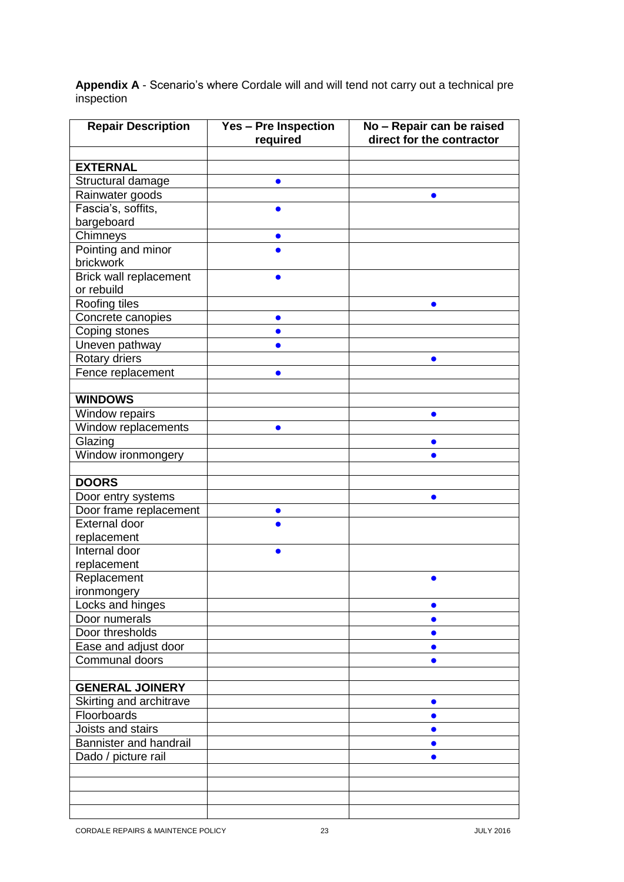**Appendix A** - Scenario's where Cordale will and will tend not carry out a technical pre inspection

| Repair Description | Yes – Pre Inspection required | No – Repair can be raised direct for the contractor |
|---|---|---|
| | | |
| **EXTERNAL** | | |
| Structural damage | ● | |
| Rainwater goods | | ● |
| Fascia's, soffits, bargeboard | ● | |
| Chimneys | ● | |
| Pointing and minor brickwork | ● | |
| Brick wall replacement or rebuild | ● | |
| Roofing tiles | | ● |
| Concrete canopies | ● | |
| Coping stones | ● | |
| Uneven pathway | ● | |
| Rotary driers | | ● |
| Fence replacement | ● | |
| | | |
| **WINDOWS** | | |
| Window repairs | | ● |
| Window replacements | ● | |
| Glazing | | ● |
| Window ironmongery | | ● |
| | | |
| **DOORS** | | |
| Door entry systems | | ● |
| Door frame replacement | ● | |
| External door replacement | ● | |
| Internal door replacement | ● | |
| Replacement ironmongery | | ● |
| Locks and hinges | | ● |
| Door numerals | | ● |
| Door thresholds | | ● |
| Ease and adjust door | | ● |
| Communal doors | | ● |
| | | |
| **GENERAL JOINERY** | | |
| Skirting and architrave | | ● |
| Floorboards | | ● |
| Joists and stairs | | ● |
| Bannister and handrail | | ● |
| Dado / picture rail | | ● |
| | | |
| | | |
| | | |
| | | |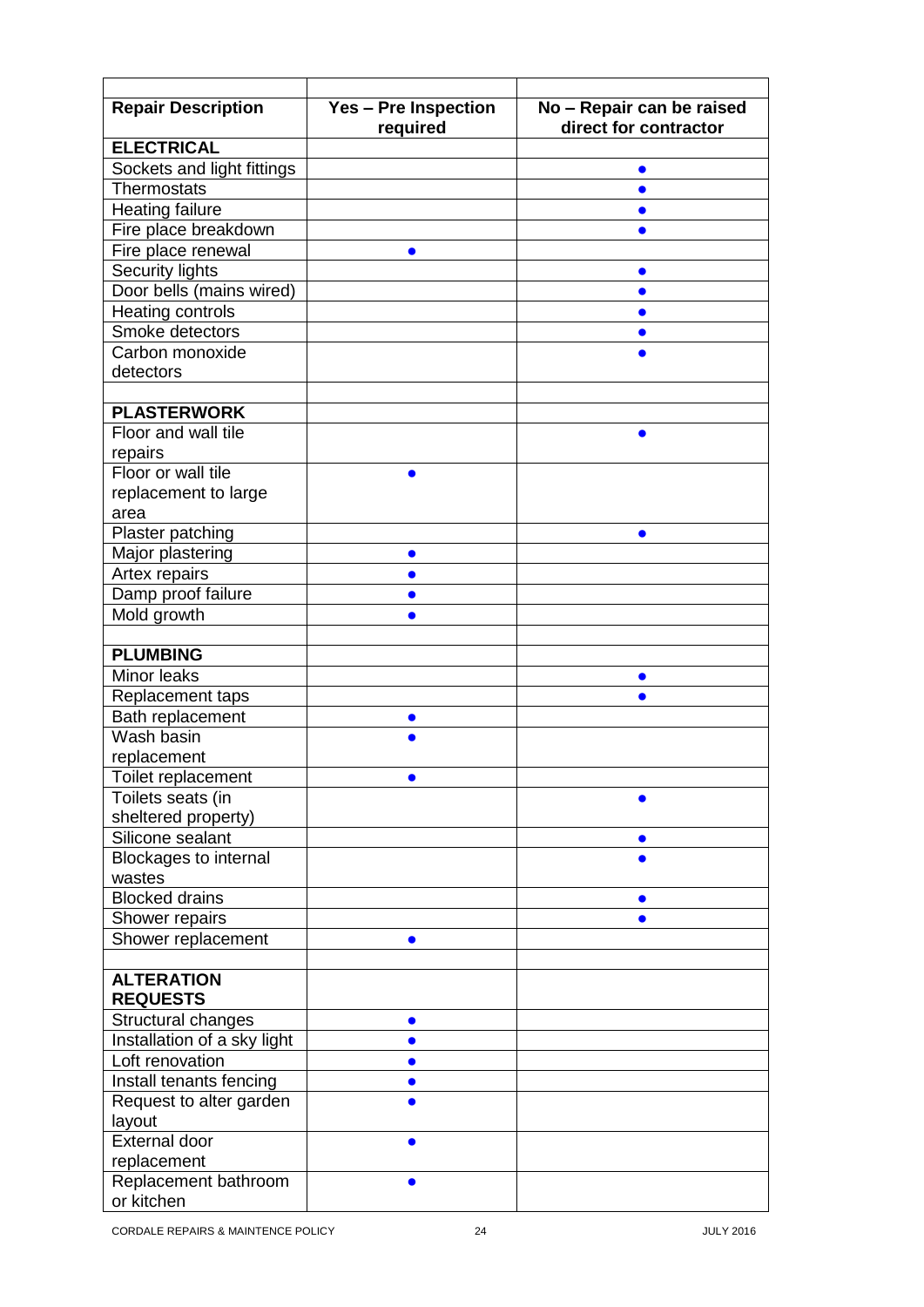| Repair Description | Yes – Pre Inspection required | No – Repair can be raised direct for contractor |
|---|---|---|
| **ELECTRICAL** | | |
| Sockets and light fittings | | ● |
| Thermostats | | ● |
| Heating failure | | ● |
| Fire place breakdown | | ● |
| Fire place renewal | ● | |
| Security lights | | ● |
| Door bells (mains wired) | | ● |
| Heating controls | | ● |
| Smoke detectors | | ● |
| Carbon monoxide detectors | | ● |
| | | |
| **PLASTERWORK** | | |
| Floor and wall tile repairs | | ● |
| Floor or wall tile replacement to large area | ● | |
| Plaster patching | | ● |
| Major plastering | ● | |
| Artex repairs | ● | |
| Damp proof failure | ● | |
| Mold growth | ● | |
| | | |
| **PLUMBING** | | |
| Minor leaks | | ● |
| Replacement taps | | ● |
| Bath replacement | ● | |
| Wash basin replacement | ● | |
| Toilet replacement | ● | |
| Toilets seats (in sheltered property) | | ● |
| Silicone sealant | | ● |
| Blockages to internal wastes | | ● |
| Blocked drains | | ● |
| Shower repairs | | ● |
| Shower replacement | ● | |
| | | |
| **ALTERATION REQUESTS** | | |
| Structural changes | ● | |
| Installation of a sky light | ● | |
| Loft renovation | ● | |
| Install tenants fencing | ● | |
| Request to alter garden layout | ● | |
| External door replacement | ● | |
| Replacement bathroom or kitchen | ● | |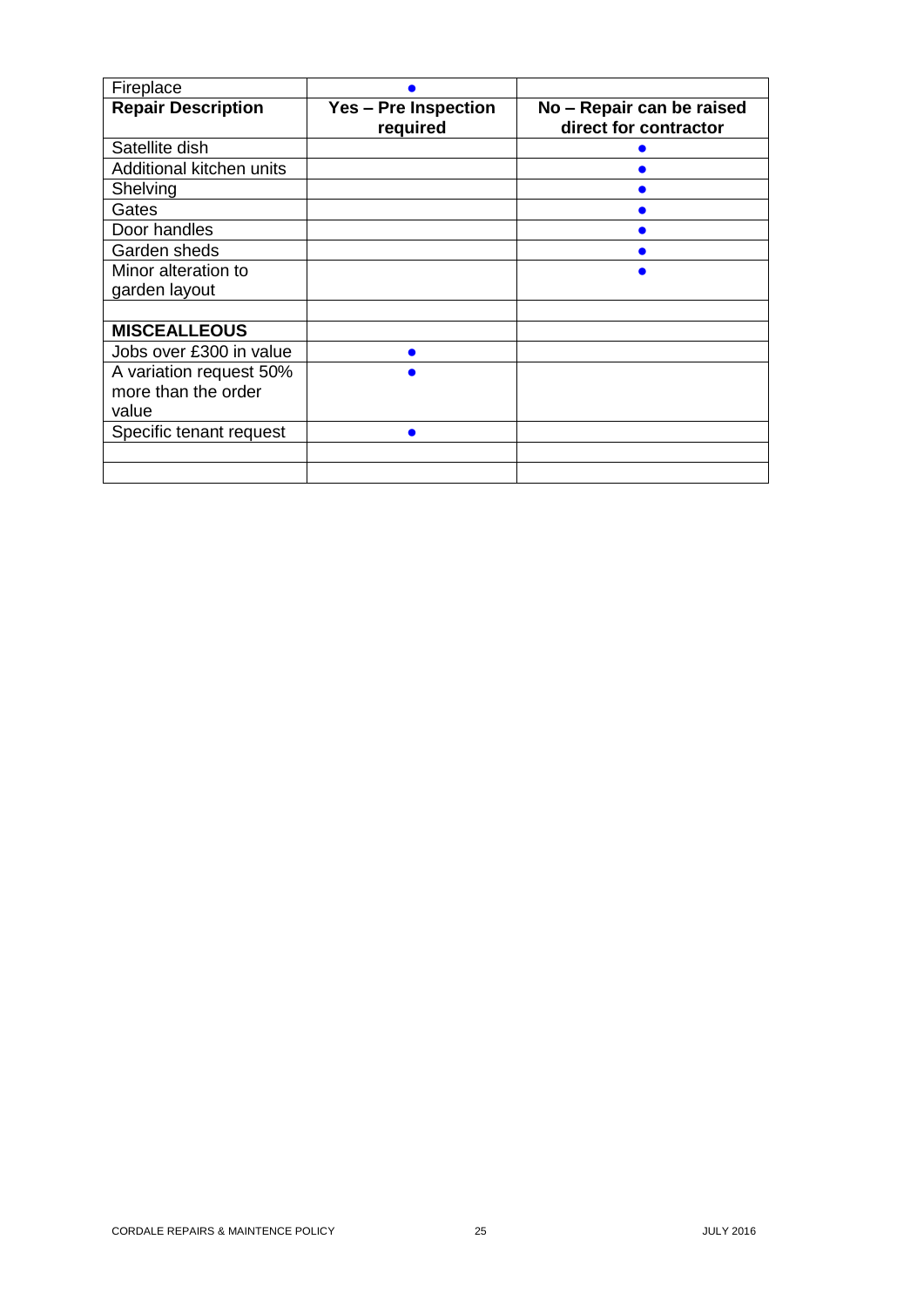| Fireplace | ● | |
|---|---|---|
| **Repair Description** | **Yes – Pre Inspection required** | **No – Repair can be raised direct for contractor** |
| Satellite dish | | ● |
| Additional kitchen units | | ● |
| Shelving | | ● |
| Gates | | ● |
| Door handles | | ● |
| Garden sheds | | ● |
| Minor alteration to garden layout | | ● |
| | | |
| **MISCEALLEOUS** | | |
| Jobs over £300 in value | ● | |
| A variation request 50% more than the order value | ● | |
| Specific tenant request | ● | |
| | | |
| | | |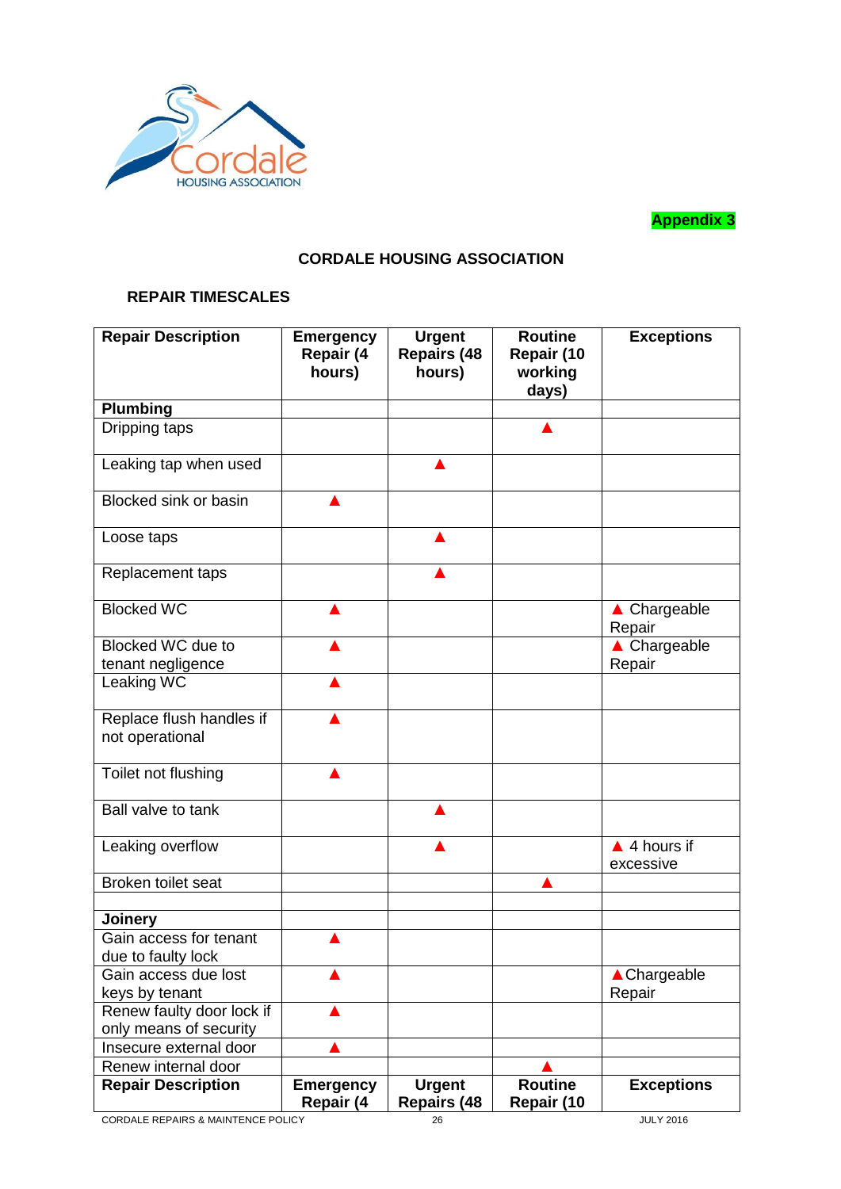Appendix 3

**CORDALE HOUSING ASSOCIATION**

**REPAIR TIMESCALES**

| Repair Description | Emergency Repair (4 hours) | Urgent Repairs (48 hours) | Routine Repair (10 working days) | Exceptions |
|---|---|---|---|---|
| **Plumbing** | | | | |
| Dripping taps | | | ▲ | |
| Leaking tap when used | | ▲ | | |
| Blocked sink or basin | ▲ | | | |
| Loose taps | | ▲ | | |
| Replacement taps | | ▲ | | |
| Blocked WC | ▲ | | | ▲ Chargeable Repair |
| Blocked WC due to tenant negligence | ▲ | | | ▲ Chargeable Repair |
| Leaking WC | ▲ | | | |
| Replace flush handles if not operational | ▲ | | | |
| Toilet not flushing | ▲ | | | |
| Ball valve to tank | | ▲ | | |
| Leaking overflow | | ▲ | | ▲ 4 hours if excessive |
| Broken toilet seat | | | ▲ | |
| | | | | |
| **Joinery** | | | | |
| Gain access for tenant due to faulty lock | ▲ | | | |
| Gain access due lost keys by tenant | ▲ | | | ▲Chargeable Repair |
| Renew faulty door lock if only means of security | ▲ | | | |
| Insecure external door | ▲ | | | |
| Renew internal door | | | ▲ | |
| **Repair Description** | **Emergency Repair (4** | **Urgent Repairs (48** | **Routine Repair (10** | **Exceptions** |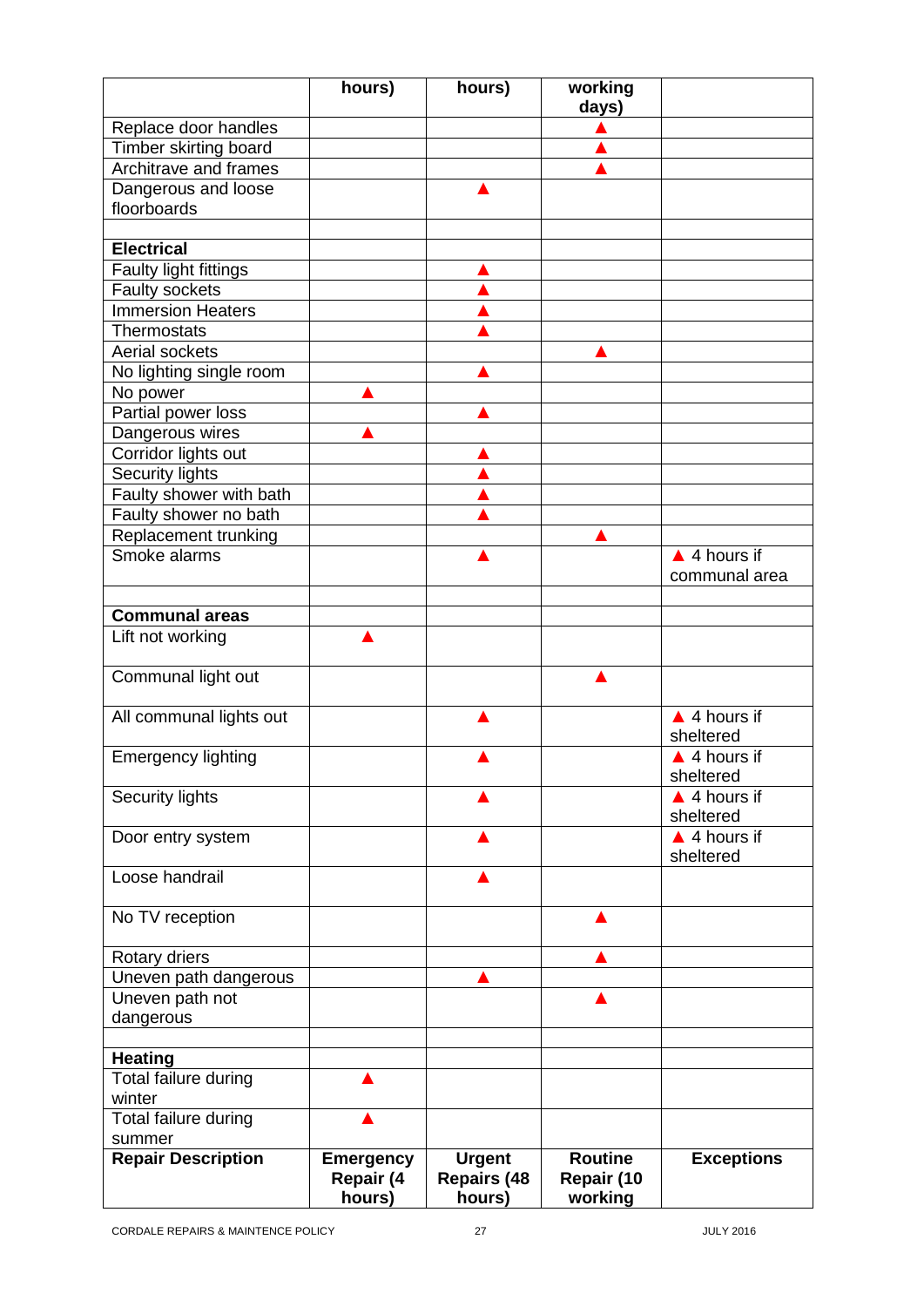| Repair Description | Emergency Repair (4 hours) | Urgent Repairs (48 hours) | Routine Repair (10 working days) | Exceptions |
| --- | --- | --- | --- | --- |
| Replace door handles | | | ▲ | |
| Timber skirting board | | | ▲ | |
| Architrave and frames | | | ▲ | |
| Dangerous and loose floorboards | | ▲ | | |
| | | | | |
| **Electrical** | | | | |
| Faulty light fittings | | ▲ | | |
| Faulty sockets | | ▲ | | |
| Immersion Heaters | | ▲ | | |
| Thermostats | | ▲ | | |
| Aerial sockets | | | ▲ | |
| No lighting single room | | ▲ | | |
| No power | ▲ | | | |
| Partial power loss | | ▲ | | |
| Dangerous wires | ▲ | | | |
| Corridor lights out | | ▲ | | |
| Security lights | | ▲ | | |
| Faulty shower with bath | | ▲ | | |
| Faulty shower no bath | | ▲ | | |
| Replacement trunking | | | ▲ | |
| Smoke alarms | | ▲ | | ▲ 4 hours if communal area |
| | | | | |
| **Communal areas** | | | | |
| Lift not working | ▲ | | | |
| Communal light out | | | ▲ | |
| All communal lights out | | ▲ | | ▲ 4 hours if sheltered |
| Emergency lighting | | ▲ | | ▲ 4 hours if sheltered |
| Security lights | | ▲ | | ▲ 4 hours if sheltered |
| Door entry system | | ▲ | | ▲ 4 hours if sheltered |
| Loose handrail | | ▲ | | |
| No TV reception | | | ▲ | |
| Rotary driers | | | ▲ | |
| Uneven path dangerous | | ▲ | | |
| Uneven path not dangerous | | | ▲ | |
| | | | | |
| **Heating** | | | | |
| Total failure during winter | ▲ | | | |
| Total failure during summer | ▲ | | | |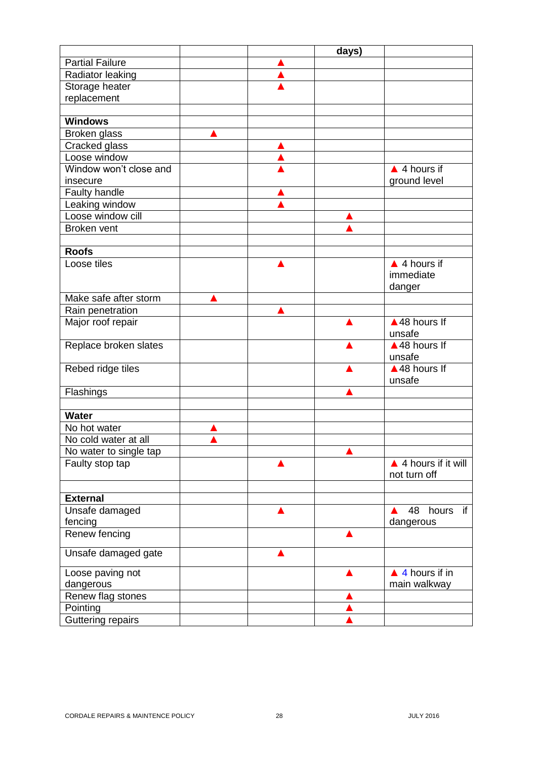| | | | days) | |
|---|---|---|---|---|
| Partial Failure | | ▲ | | |
| Radiator leaking | | ▲ | | |
| Storage heater replacement | | ▲ | | |
| | | | | |
| **Windows** | | | | |
| Broken glass | ▲ | | | |
| Cracked glass | | ▲ | | |
| Loose window | | ▲ | | |
| Window won't close and insecure | | ▲ | | ▲ 4 hours if ground level |
| Faulty handle | | ▲ | | |
| Leaking window | | ▲ | | |
| Loose window cill | | | ▲ | |
| Broken vent | | | ▲ | |
| | | | | |
| **Roofs** | | | | |
| Loose tiles | | ▲ | | ▲ 4 hours if immediate danger |
| Make safe after storm | ▲ | | | |
| Rain penetration | | ▲ | | |
| Major roof repair | | | ▲ | ▲48 hours If unsafe |
| Replace broken slates | | | ▲ | ▲48 hours If unsafe |
| Rebed ridge tiles | | | ▲ | ▲48 hours If unsafe |
| Flashings | | | ▲ | |
| | | | | |
| **Water** | | | | |
| No hot water | ▲ | | | |
| No cold water at all | ▲ | | | |
| No water to single tap | | | ▲ | |
| Faulty stop tap | | ▲ | | ▲ 4 hours if it will not turn off |
| | | | | |
| **External** | | | | |
| Unsafe damaged fencing | | ▲ | | ▲ 48 hours if dangerous |
| Renew fencing | | | ▲ | |
| Unsafe damaged gate | | ▲ | | |
| Loose paving not dangerous | | | ▲ | ▲ 4 hours if in main walkway |
| Renew flag stones | | | ▲ | |
| Pointing | | | ▲ | |
| Guttering repairs | | | ▲ | |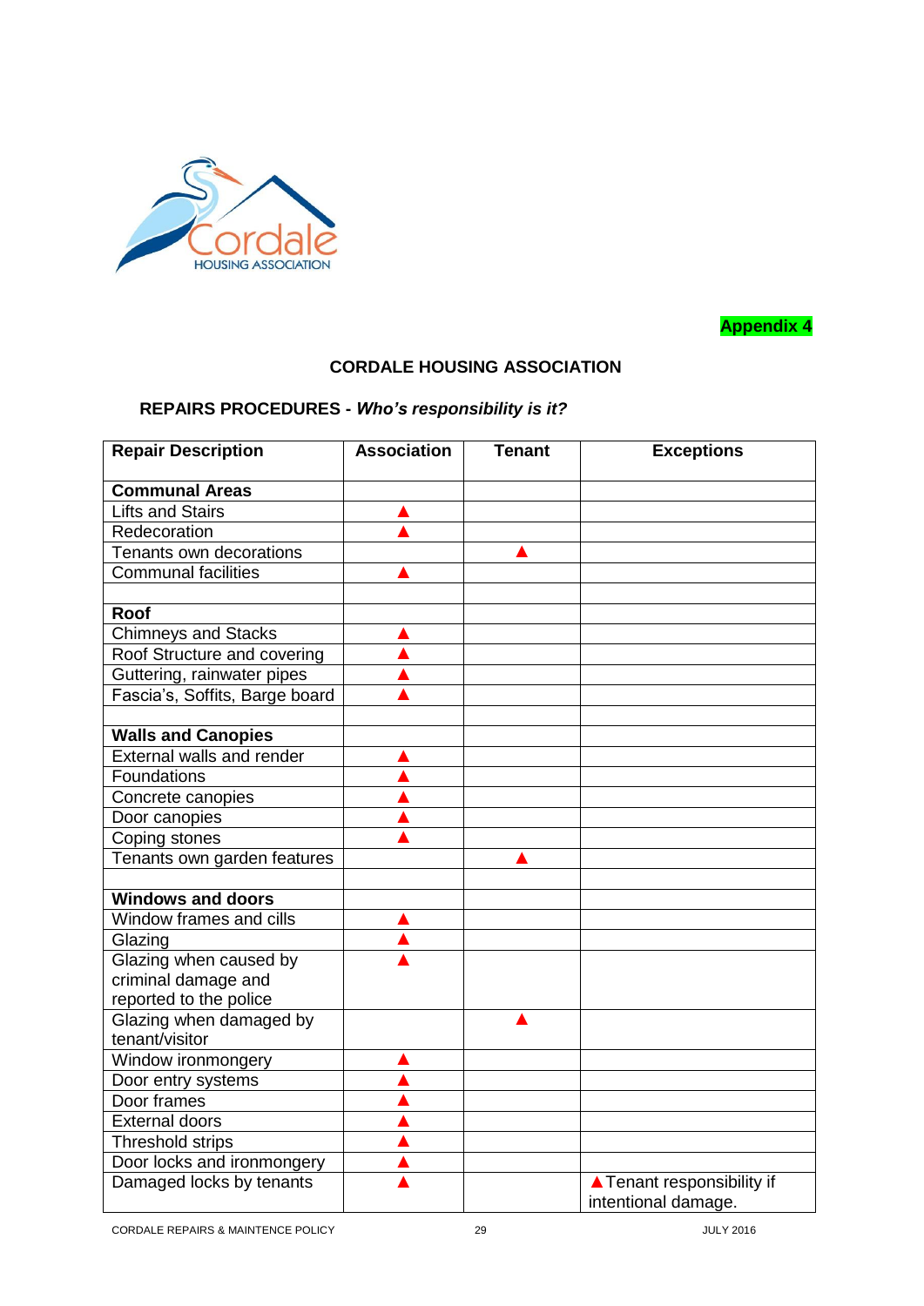Appendix 4

**CORDALE HOUSING ASSOCIATION**

**REPAIRS PROCEDURES -** ***Who's responsibility is it?***

| Repair Description | Association | Tenant | Exceptions |
|---|---|---|---|
| **Communal Areas** | | | |
| Lifts and Stairs | ▲ | | |
| Redecoration | ▲ | | |
| Tenants own decorations | | ▲ | |
| Communal facilities | ▲ | | |
| | | | |
| **Roof** | | | |
| Chimneys and Stacks | ▲ | | |
| Roof Structure and covering | ▲ | | |
| Guttering, rainwater pipes | ▲ | | |
| Fascia's, Soffits, Barge board | ▲ | | |
| | | | |
| **Walls and Canopies** | | | |
| External walls and render | ▲ | | |
| Foundations | ▲ | | |
| Concrete canopies | ▲ | | |
| Door canopies | ▲ | | |
| Coping stones | ▲ | | |
| Tenants own garden features | | ▲ | |
| | | | |
| **Windows and doors** | | | |
| Window frames and cills | ▲ | | |
| Glazing | ▲ | | |
| Glazing when caused by criminal damage and reported to the police | ▲ | | |
| Glazing when damaged by tenant/visitor | | ▲ | |
| Window ironmongery | ▲ | | |
| Door entry systems | ▲ | | |
| Door frames | ▲ | | |
| External doors | ▲ | | |
| Threshold strips | ▲ | | |
| Door locks and ironmongery | ▲ | | |
| Damaged locks by tenants | ▲ | | ▲Tenant responsibility if intentional damage. |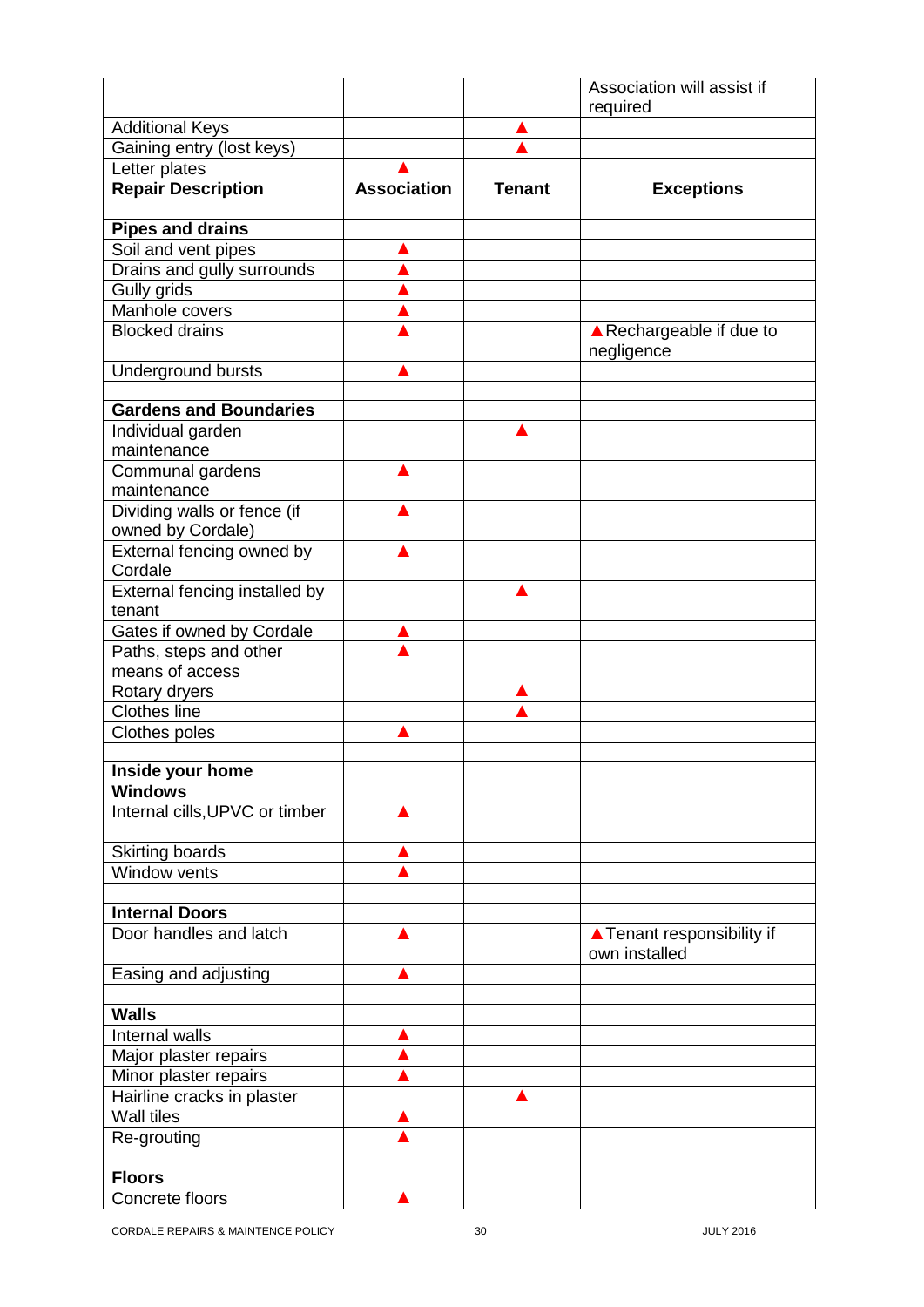| | | | Association will assist if required |
|---|---|---|---|
| Additional Keys | | ▲ | |
| Gaining entry (lost keys) | | ▲ | |
| Letter plates | ▲ | | |
| **Repair Description** | **Association** | **Tenant** | **Exceptions** |
| **Pipes and drains** | | | |
| Soil and vent pipes | ▲ | | |
| Drains and gully surrounds | ▲ | | |
| Gully grids | ▲ | | |
| Manhole covers | ▲ | | |
| Blocked drains | ▲ | | ▲Rechargeable if due to negligence |
| Underground bursts | ▲ | | |
| | | | |
| **Gardens and Boundaries** | | | |
| Individual garden maintenance | | ▲ | |
| Communal gardens maintenance | ▲ | | |
| Dividing walls or fence (if owned by Cordale) | ▲ | | |
| External fencing owned by Cordale | ▲ | | |
| External fencing installed by tenant | | ▲ | |
| Gates if owned by Cordale | ▲ | | |
| Paths, steps and other means of access | ▲ | | |
| Rotary dryers | | ▲ | |
| Clothes line | | ▲ | |
| Clothes poles | ▲ | | |
| | | | |
| **Inside your home** | | | |
| **Windows** | | | |
| Internal cills,UPVC or timber | ▲ | | |
| Skirting boards | ▲ | | |
| Window vents | ▲ | | |
| | | | |
| **Internal Doors** | | | |
| Door handles and latch | ▲ | | ▲Tenant responsibility if own installed |
| Easing and adjusting | ▲ | | |
| | | | |
| **Walls** | | | |
| Internal walls | ▲ | | |
| Major plaster repairs | ▲ | | |
| Minor plaster repairs | ▲ | | |
| Hairline cracks in plaster | | ▲ | |
| Wall tiles | ▲ | | |
| Re-grouting | ▲ | | |
| | | | |
| **Floors** | | | |
| Concrete floors | ▲ | | |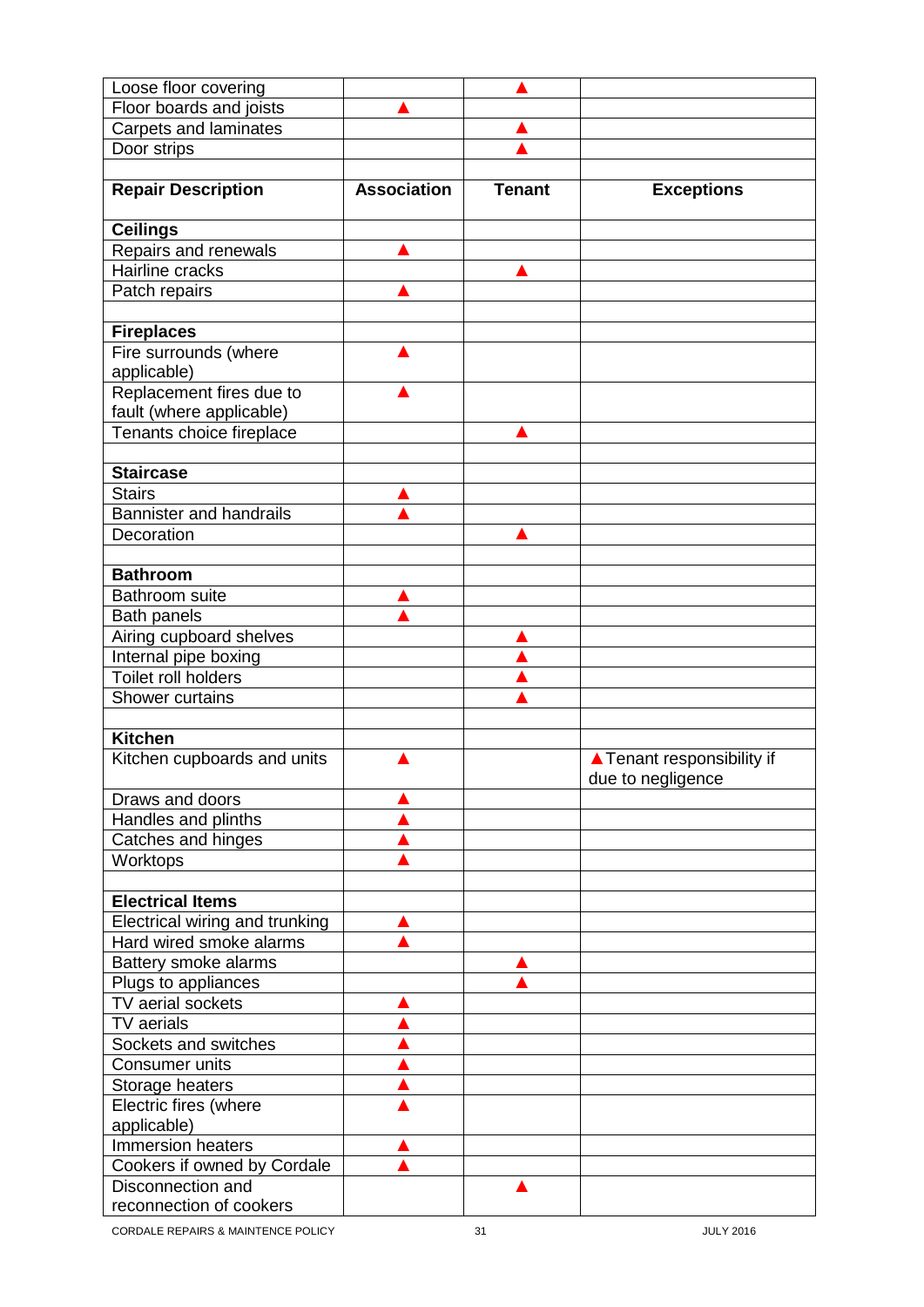| | | | |
|---|---|---|---|
| Loose floor covering | | ▲ | |
| Floor boards and joists | ▲ | | |
| Carpets and laminates | | ▲ | |
| Door strips | | ▲ | |
| | | | |
| **Repair Description** | **Association** | **Tenant** | **Exceptions** |
| **Ceilings** | | | |
| Repairs and renewals | ▲ | | |
| Hairline cracks | | ▲ | |
| Patch repairs | ▲ | | |
| | | | |
| **Fireplaces** | | | |
| Fire surrounds (where applicable) | ▲ | | |
| Replacement fires due to fault (where applicable) | ▲ | | |
| Tenants choice fireplace | | ▲ | |
| | | | |
| **Staircase** | | | |
| Stairs | ▲ | | |
| Bannister and handrails | ▲ | | |
| Decoration | | ▲ | |
| | | | |
| **Bathroom** | | | |
| Bathroom suite | ▲ | | |
| Bath panels | ▲ | | |
| Airing cupboard shelves | | ▲ | |
| Internal pipe boxing | | ▲ | |
| Toilet roll holders | | ▲ | |
| Shower curtains | | ▲ | |
| | | | |
| **Kitchen** | | | |
| Kitchen cupboards and units | ▲ | | ▲Tenant responsibility if due to negligence |
| Draws and doors | ▲ | | |
| Handles and plinths | ▲ | | |
| Catches and hinges | ▲ | | |
| Worktops | ▲ | | |
| | | | |
| **Electrical Items** | | | |
| Electrical wiring and trunking | ▲ | | |
| Hard wired smoke alarms | ▲ | | |
| Battery smoke alarms | | ▲ | |
| Plugs to appliances | | ▲ | |
| TV aerial sockets | ▲ | | |
| TV aerials | ▲ | | |
| Sockets and switches | ▲ | | |
| Consumer units | ▲ | | |
| Storage heaters | ▲ | | |
| Electric fires (where applicable) | ▲ | | |
| Immersion heaters | ▲ | | |
| Cookers if owned by Cordale | ▲ | | |
| Disconnection and reconnection of cookers | | ▲ | |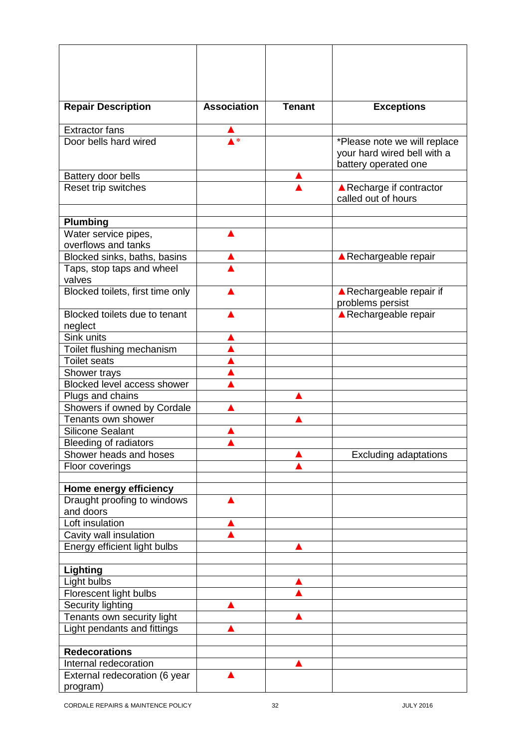| Repair Description | Association | Tenant | Exceptions |
|---|---|---|---|
| Extractor fans | ▲ | | |
| Door bells hard wired | ▲* | | *Please note we will replace your hard wired bell with a battery operated one |
| Battery door bells | | ▲ | |
| Reset trip switches | | ▲ | ▲Recharge if contractor called out of hours |
| | | | |
| **Plumbing** | | | |
| Water service pipes, overflows and tanks | ▲ | | |
| Blocked sinks, baths, basins | ▲ | | ▲Rechargeable repair |
| Taps, stop taps and wheel valves | ▲ | | |
| Blocked toilets, first time only | ▲ | | ▲Rechargeable repair if problems persist |
| Blocked toilets due to tenant neglect | ▲ | | ▲Rechargeable repair |
| Sink units | ▲ | | |
| Toilet flushing mechanism | ▲ | | |
| Toilet seats | ▲ | | |
| Shower trays | ▲ | | |
| Blocked level access shower | ▲ | | |
| Plugs and chains | | ▲ | |
| Showers if owned by Cordale | ▲ | | |
| Tenants own shower | | ▲ | |
| Silicone Sealant | ▲ | | |
| Bleeding of radiators | ▲ | | |
| Shower heads and hoses | | ▲ | Excluding adaptations |
| Floor coverings | | ▲ | |
| | | | |
| **Home energy efficiency** | | | |
| Draught proofing to windows and doors | ▲ | | |
| Loft insulation | ▲ | | |
| Cavity wall insulation | ▲ | | |
| Energy efficient light bulbs | | ▲ | |
| | | | |
| **Lighting** | | | |
| Light bulbs | | ▲ | |
| Florescent light bulbs | | ▲ | |
| Security lighting | ▲ | | |
| Tenants own security light | | ▲ | |
| Light pendants and fittings | ▲ | | |
| | | | |
| **Redecorations** | | | |
| Internal redecoration | | ▲ | |
| External redecoration (6 year program) | ▲ | | |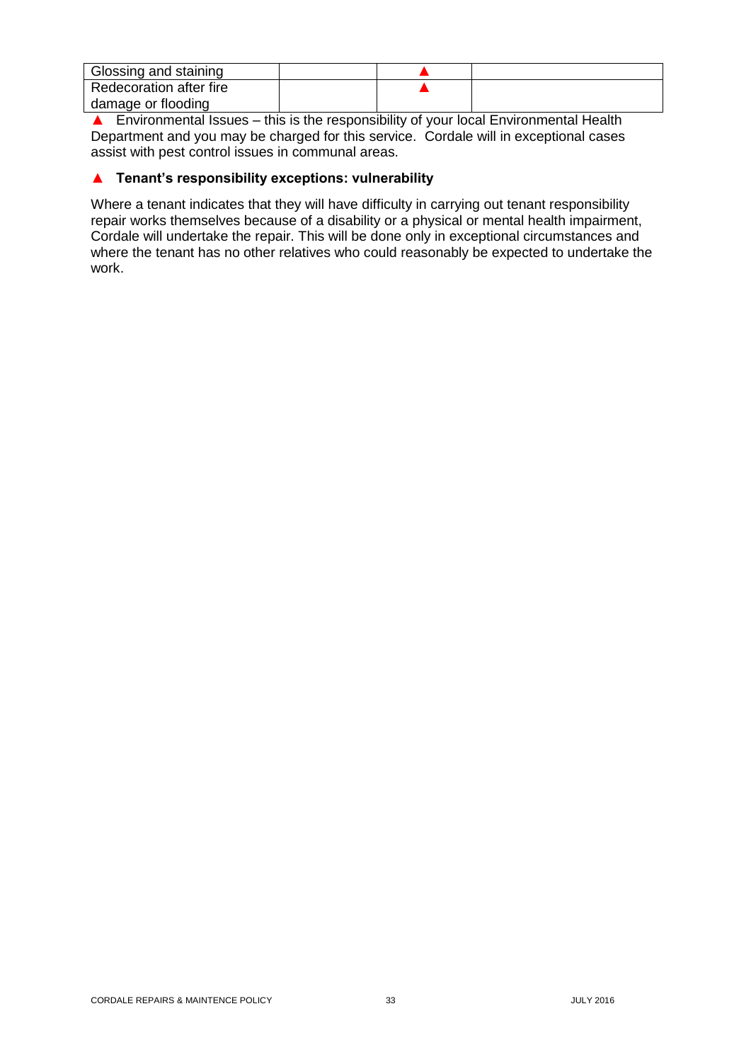| | | | |
|---|---|---|---|
| Glossing and staining | | ▲ | |
| Redecoration after fire damage or flooding | | ▲ | |

▲ Environmental Issues – this is the responsibility of your local Environmental Health Department and you may be charged for this service. Cordale will in exceptional cases assist with pest control issues in communal areas.

**▲ Tenant's responsibility exceptions: vulnerability**

Where a tenant indicates that they will have difficulty in carrying out tenant responsibility repair works themselves because of a disability or a physical or mental health impairment, Cordale will undertake the repair. This will be done only in exceptional circumstances and where the tenant has no other relatives who could reasonably be expected to undertake the work.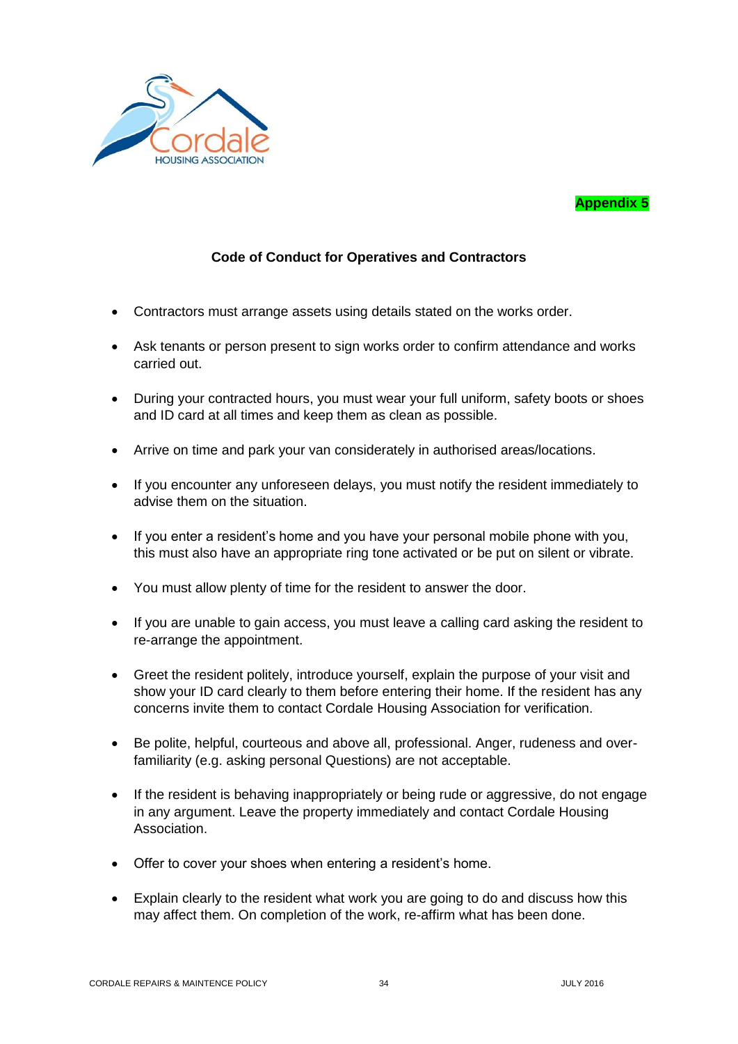Appendix 5

## Code of Conduct for Operatives and Contractors

- Contractors must arrange assets using details stated on the works order.
- Ask tenants or person present to sign works order to confirm attendance and works carried out.
- During your contracted hours, you must wear your full uniform, safety boots or shoes and ID card at all times and keep them as clean as possible.
- Arrive on time and park your van considerately in authorised areas/locations.
- If you encounter any unforeseen delays, you must notify the resident immediately to advise them on the situation.
- If you enter a resident's home and you have your personal mobile phone with you, this must also have an appropriate ring tone activated or be put on silent or vibrate.
- You must allow plenty of time for the resident to answer the door.
- If you are unable to gain access, you must leave a calling card asking the resident to re-arrange the appointment.
- Greet the resident politely, introduce yourself, explain the purpose of your visit and show your ID card clearly to them before entering their home. If the resident has any concerns invite them to contact Cordale Housing Association for verification.
- Be polite, helpful, courteous and above all, professional. Anger, rudeness and over-familiarity (e.g. asking personal Questions) are not acceptable.
- If the resident is behaving inappropriately or being rude or aggressive, do not engage in any argument. Leave the property immediately and contact Cordale Housing Association.
- Offer to cover your shoes when entering a resident's home.
- Explain clearly to the resident what work you are going to do and discuss how this may affect them. On completion of the work, re-affirm what has been done.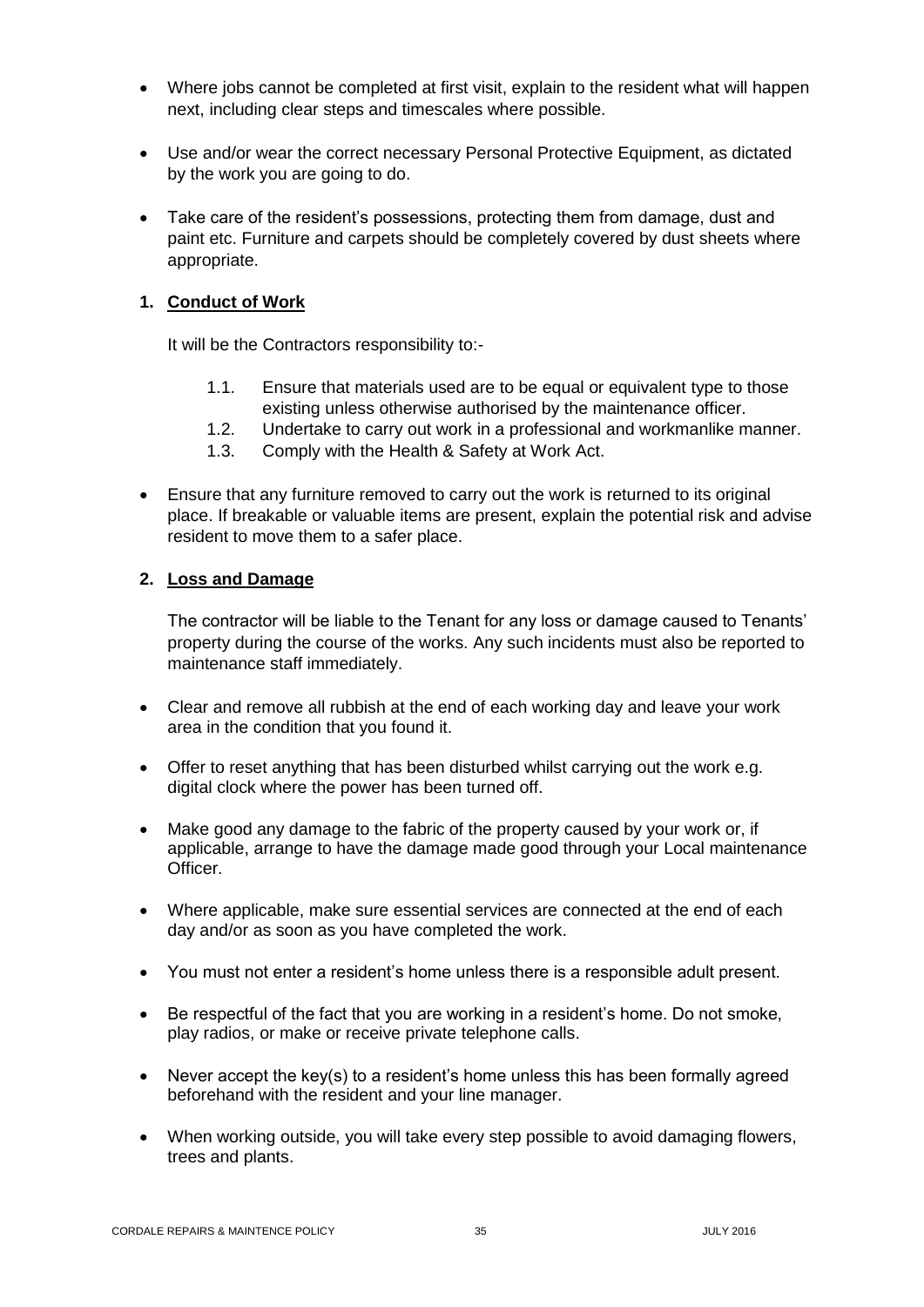- Where jobs cannot be completed at first visit, explain to the resident what will happen next, including clear steps and timescales where possible.

- Use and/or wear the correct necessary Personal Protective Equipment, as dictated by the work you are going to do.

- Take care of the resident's possessions, protecting them from damage, dust and paint etc. Furniture and carpets should be completely covered by dust sheets where appropriate.

**1. Conduct of Work**

It will be the Contractors responsibility to:-

1.1. Ensure that materials used are to be equal or equivalent type to those existing unless otherwise authorised by the maintenance officer.
1.2. Undertake to carry out work in a professional and workmanlike manner.
1.3. Comply with the Health & Safety at Work Act.

- Ensure that any furniture removed to carry out the work is returned to its original place. If breakable or valuable items are present, explain the potential risk and advise resident to move them to a safer place.

**2. Loss and Damage**

The contractor will be liable to the Tenant for any loss or damage caused to Tenants' property during the course of the works. Any such incidents must also be reported to maintenance staff immediately.

- Clear and remove all rubbish at the end of each working day and leave your work area in the condition that you found it.

- Offer to reset anything that has been disturbed whilst carrying out the work e.g. digital clock where the power has been turned off.

- Make good any damage to the fabric of the property caused by your work or, if applicable, arrange to have the damage made good through your Local maintenance Officer.

- Where applicable, make sure essential services are connected at the end of each day and/or as soon as you have completed the work.

- You must not enter a resident's home unless there is a responsible adult present.

- Be respectful of the fact that you are working in a resident's home. Do not smoke, play radios, or make or receive private telephone calls.

- Never accept the key(s) to a resident's home unless this has been formally agreed beforehand with the resident and your line manager.

- When working outside, you will take every step possible to avoid damaging flowers, trees and plants.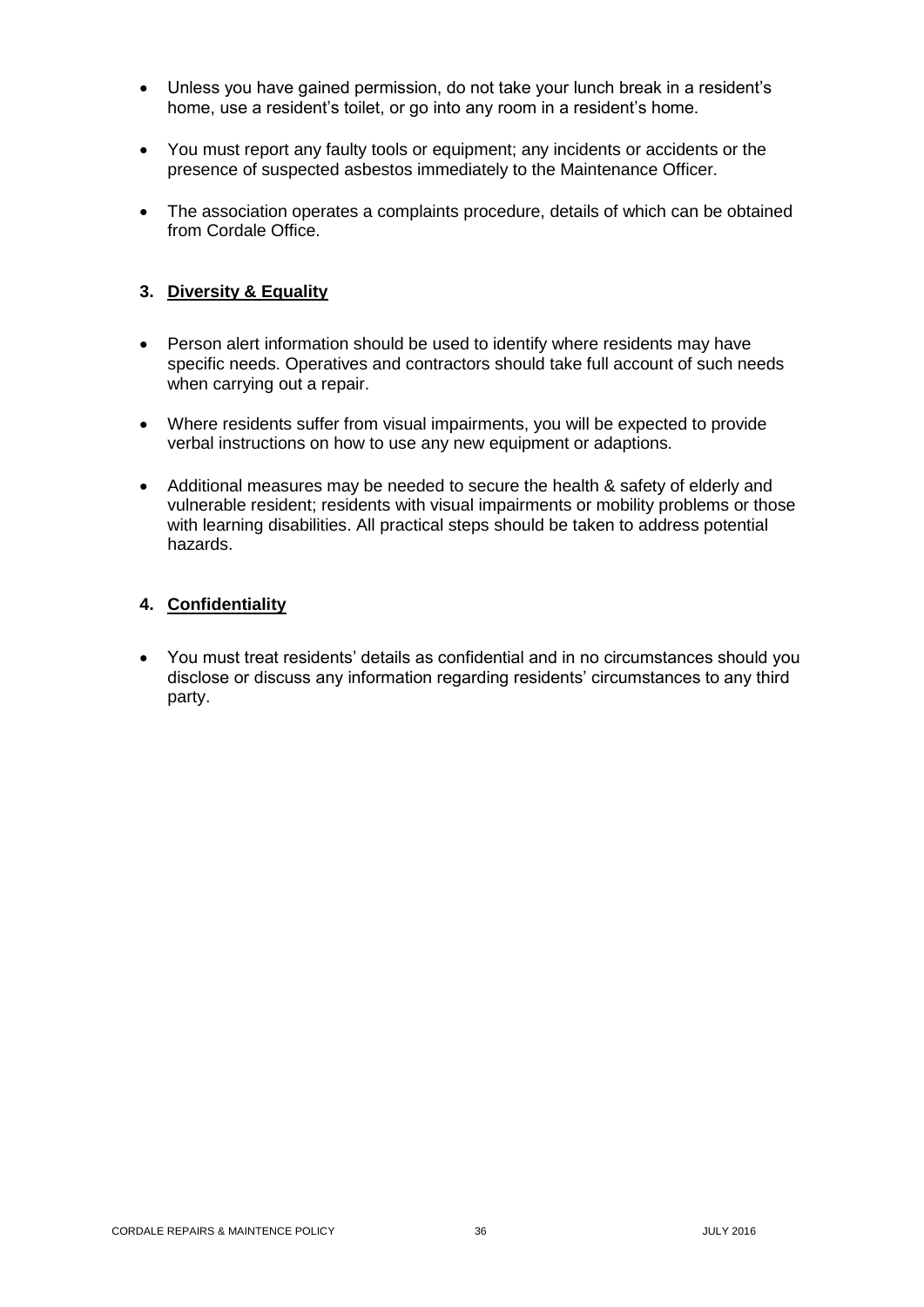- Unless you have gained permission, do not take your lunch break in a resident's home, use a resident's toilet, or go into any room in a resident's home.
- You must report any faulty tools or equipment; any incidents or accidents or the presence of suspected asbestos immediately to the Maintenance Officer.
- The association operates a complaints procedure, details of which can be obtained from Cordale Office.

### 3. Diversity & Equality

- Person alert information should be used to identify where residents may have specific needs. Operatives and contractors should take full account of such needs when carrying out a repair.
- Where residents suffer from visual impairments, you will be expected to provide verbal instructions on how to use any new equipment or adaptions.
- Additional measures may be needed to secure the health & safety of elderly and vulnerable resident; residents with visual impairments or mobility problems or those with learning disabilities. All practical steps should be taken to address potential hazards.

### 4. Confidentiality

- You must treat residents' details as confidential and in no circumstances should you disclose or discuss any information regarding residents' circumstances to any third party.